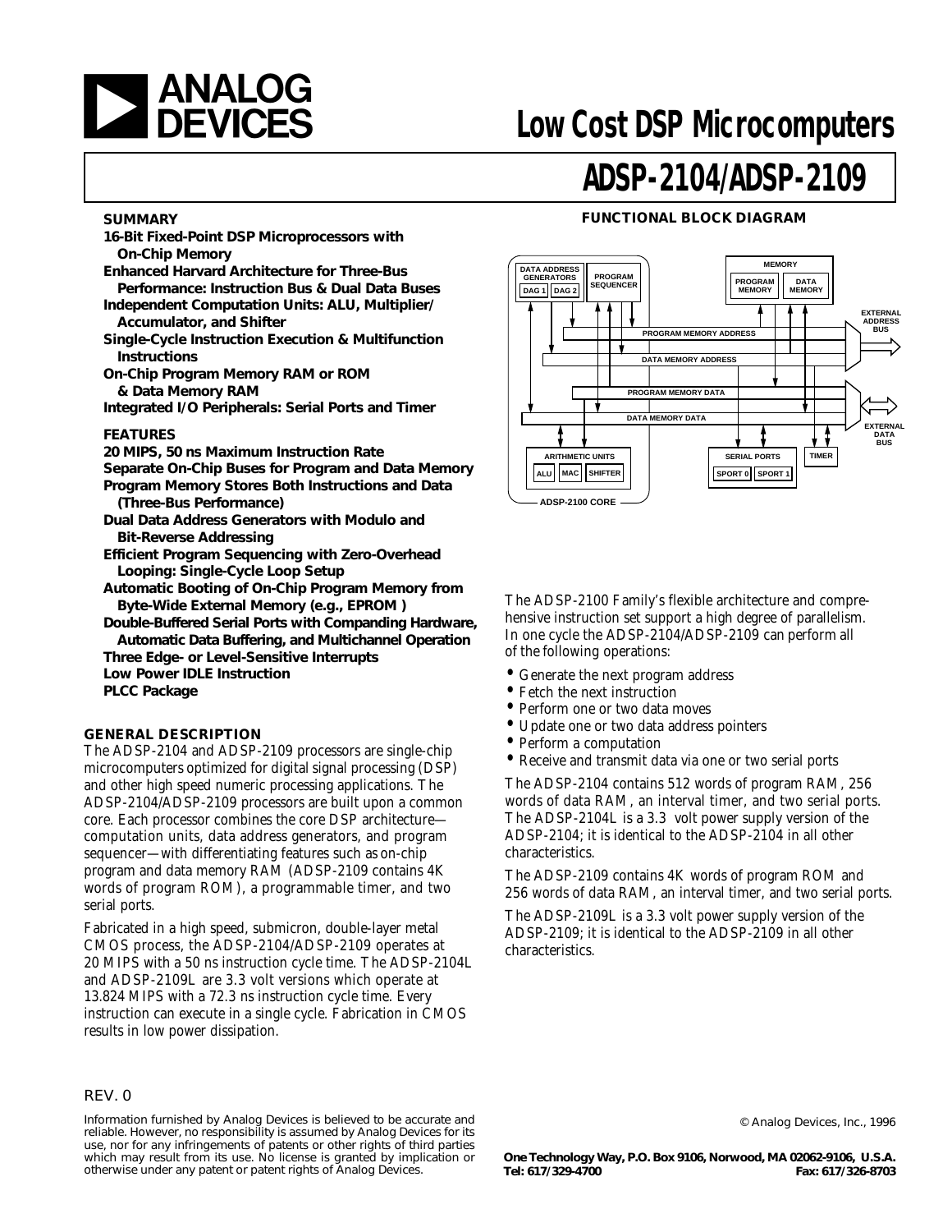# Low Cost DSP Microcomputers

# ADSP-2104/ADSP-2109

## SUMMARY

**16-Bit Fixed-Point DSP Microprocessors with On-Chip Memory**
**Enhanced Harvard Architecture for Three-Bus Performance: Instruction Bus & Dual Data Buses**
**Independent Computation Units: ALU, Multiplier/ Accumulator, and Shifter**
**Single-Cycle Instruction Execution & Multifunction Instructions**
**On-Chip Program Memory RAM or ROM & Data Memory RAM**
**Integrated I/O Peripherals: Serial Ports and Timer**

## FEATURES

**20 MIPS, 50 ns Maximum Instruction Rate**
**Separate On-Chip Buses for Program and Data Memory**
**Program Memory Stores Both Instructions and Data (Three-Bus Performance)**
**Dual Data Address Generators with Modulo and Bit-Reverse Addressing**
**Efficient Program Sequencing with Zero-Overhead Looping: Single-Cycle Loop Setup**
**Automatic Booting of On-Chip Program Memory from Byte-Wide External Memory (e.g., EPROM )**
**Double-Buffered Serial Ports with Companding Hardware, Automatic Data Buffering, and Multichannel Operation**
**Three Edge- or Level-Sensitive Interrupts**
**Low Power IDLE Instruction**
**PLCC Package**

## FUNCTIONAL BLOCK DIAGRAM

## GENERAL DESCRIPTION

The ADSP-2104 and ADSP-2109 processors are single-chip microcomputers optimized for digital signal processing (DSP) and other high speed numeric processing applications. The ADSP-2104/ADSP-2109 processors are built upon a common core. Each processor combines the core DSP architecture—computation units, data address generators, and program sequencer—with differentiating features such as on-chip program and data memory RAM (ADSP-2109 contains 4K words of program ROM), a programmable timer, and two serial ports.

Fabricated in a high speed, submicron, double-layer metal CMOS process, the ADSP-2104/ADSP-2109 operates at 20 MIPS with a 50 ns instruction cycle time. The ADSP-2104L and ADSP-2109L are 3.3 volt versions which operate at 13.824 MIPS with a 72.3 ns instruction cycle time. Every instruction can execute in a single cycle. Fabrication in CMOS results in low power dissipation.

The ADSP-2100 Family's flexible architecture and comprehensive instruction set support a high degree of parallelism. In one cycle the ADSP-2104/ADSP-2109 can perform all of the following operations:

- Generate the next program address
- Fetch the next instruction
- Perform one or two data moves
- Update one or two data address pointers
- Perform a computation
- Receive and transmit data via one or two serial ports

The ADSP-2104 contains 512 words of program RAM, 256 words of data RAM, an interval timer, and two serial ports. The ADSP-2104L is a 3.3 volt power supply version of the ADSP-2104; it is identical to the ADSP-2104 in all other characteristics.

The ADSP-2109 contains 4K words of program ROM and 256 words of data RAM, an interval timer, and two serial ports.

The ADSP-2109L is a 3.3 volt power supply version of the ADSP-2109; it is identical to the ADSP-2109 in all other characteristics.

REV. 0

Information furnished by Analog Devices is believed to be accurate and reliable. However, no responsibility is assumed by Analog Devices for its use, nor for any infringements of patents or other rights of third parties which may result from its use. No license is granted by implication or otherwise under any patent or patent rights of Analog Devices.

© Analog Devices, Inc., 1996

**One Technology Way, P.O. Box 9106, Norwood, MA 02062-9106, U.S.A.**
**Tel: 617/329-4700 Fax: 617/326-8703**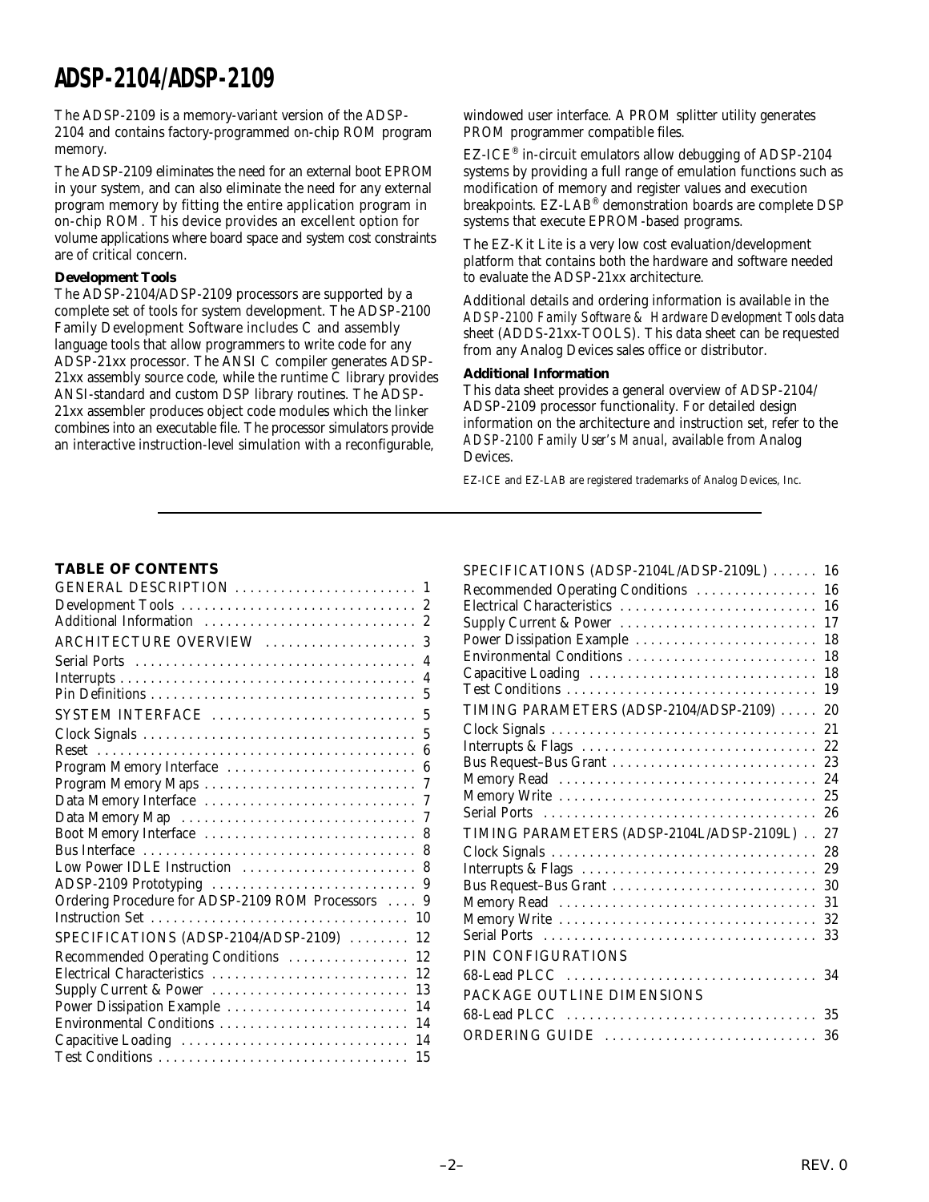The ADSP-2109 is a memory-variant version of the ADSP-2104 and contains factory-programmed on-chip ROM program memory.

The ADSP-2109 eliminates the need for an external boot EPROM in your system, and can also eliminate the need for any external program memory by fitting the entire application program in on-chip ROM. This device provides an excellent option for volume applications where board space and system cost constraints are of critical concern.

**Development Tools**

The ADSP-2104/ADSP-2109 processors are supported by a complete set of tools for system development. The ADSP-2100 Family Development Software includes C and assembly language tools that allow programmers to write code for any ADSP-21xx processor. The ANSI C compiler generates ADSP-21xx assembly source code, while the runtime C library provides ANSI-standard and custom DSP library routines. The ADSP-21xx assembler produces object code modules which the linker combines into an executable file. The processor simulators provide an interactive instruction-level simulation with a reconfigurable, windowed user interface. A PROM splitter utility generates PROM programmer compatible files.

EZ-ICE® in-circuit emulators allow debugging of ADSP-2104 systems by providing a full range of emulation functions such as modification of memory and register values and execution breakpoints. EZ-LAB® demonstration boards are complete DSP systems that execute EPROM-based programs.

The EZ-Kit Lite is a very low cost evaluation/development platform that contains both the hardware and software needed to evaluate the ADSP-21xx architecture.

Additional details and ordering information is available in the *ADSP-2100 Family Software & Hardware Development Tools* data sheet (ADDS-21xx-TOOLS). This data sheet can be requested from any Analog Devices sales office or distributor.

**Additional Information**

This data sheet provides a general overview of ADSP-2104/ADSP-2109 processor functionality. For detailed design information on the architecture and instruction set, refer to the *ADSP-2100 Family User's Manual*, available from Analog Devices.

EZ-ICE and EZ-LAB are registered trademarks of Analog Devices, Inc.

**TABLE OF CONTENTS**

| | |
|---|---|
| GENERAL DESCRIPTION | 1 |
| Development Tools | 2 |
| Additional Information | 2 |
| ARCHITECTURE OVERVIEW | 3 |
| Serial Ports | 4 |
| Interrupts | 4 |
| Pin Definitions | 5 |
| SYSTEM INTERFACE | 5 |
| Clock Signals | 5 |
| Reset | 6 |
| Program Memory Interface | 6 |
| Program Memory Maps | 7 |
| Data Memory Interface | 7 |
| Data Memory Map | 7 |
| Boot Memory Interface | 8 |
| Bus Interface | 8 |
| Low Power IDLE Instruction | 8 |
| ADSP-2109 Prototyping | 9 |
| Ordering Procedure for ADSP-2109 ROM Processors | 9 |
| Instruction Set | 10 |
| SPECIFICATIONS (ADSP-2104/ADSP-2109) | 12 |
| Recommended Operating Conditions | 12 |
| Electrical Characteristics | 12 |
| Supply Current & Power | 13 |
| Power Dissipation Example | 14 |
| Environmental Conditions | 14 |
| Capacitive Loading | 14 |
| Test Conditions | 15 |
| SPECIFICATIONS (ADSP-2104L/ADSP-2109L) | 16 |
| Recommended Operating Conditions | 16 |
| Electrical Characteristics | 16 |
| Supply Current & Power | 17 |
| Power Dissipation Example | 18 |
| Environmental Conditions | 18 |
| Capacitive Loading | 18 |
| Test Conditions | 19 |
| TIMING PARAMETERS (ADSP-2104/ADSP-2109) | 20 |
| Clock Signals | 21 |
| Interrupts & Flags | 22 |
| Bus Request–Bus Grant | 23 |
| Memory Read | 24 |
| Memory Write | 25 |
| Serial Ports | 26 |
| TIMING PARAMETERS (ADSP-2104L/ADSP-2109L) | 27 |
| Clock Signals | 28 |
| Interrupts & Flags | 29 |
| Bus Request–Bus Grant | 30 |
| Memory Read | 31 |
| Memory Write | 32 |
| Serial Ports | 33 |
| PIN CONFIGURATIONS | |
| 68-Lead PLCC | 34 |
| PACKAGE OUTLINE DIMENSIONS | |
| 68-Lead PLCC | 35 |
| ORDERING GUIDE | 36 |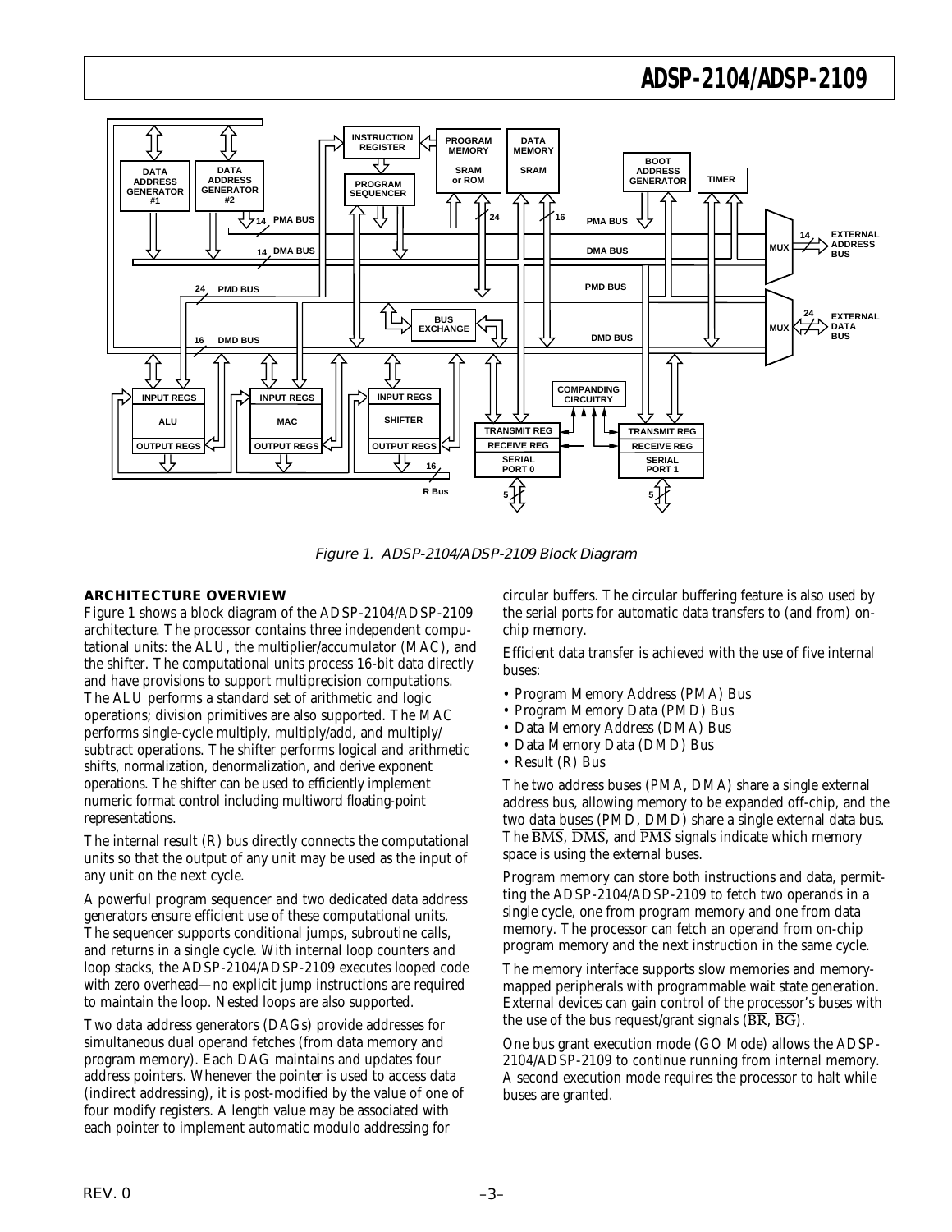Figure 1. ADSP-2104/ADSP-2109 Block Diagram

## ARCHITECTURE OVERVIEW

Figure 1 shows a block diagram of the ADSP-2104/ADSP-2109 architecture. The processor contains three independent computational units: the ALU, the multiplier/accumulator (MAC), and the shifter. The computational units process 16-bit data directly and have provisions to support multiprecision computations. The ALU performs a standard set of arithmetic and logic operations; division primitives are also supported. The MAC performs single-cycle multiply, multiply/add, and multiply/subtract operations. The shifter performs logical and arithmetic shifts, normalization, denormalization, and derive exponent operations. The shifter can be used to efficiently implement numeric format control including multiword floating-point representations.

The internal result (R) bus directly connects the computational units so that the output of any unit may be used as the input of any unit on the next cycle.

A powerful program sequencer and two dedicated data address generators ensure efficient use of these computational units. The sequencer supports conditional jumps, subroutine calls, and returns in a single cycle. With internal loop counters and loop stacks, the ADSP-2104/ADSP-2109 executes looped code with zero overhead—no explicit jump instructions are required to maintain the loop. Nested loops are also supported.

Two data address generators (DAGs) provide addresses for simultaneous dual operand fetches (from data memory and program memory). Each DAG maintains and updates four address pointers. Whenever the pointer is used to access data (indirect addressing), it is post-modified by the value of one of four modify registers. A length value may be associated with each pointer to implement automatic modulo addressing for circular buffers. The circular buffering feature is also used by the serial ports for automatic data transfers to (and from) on-chip memory.

Efficient data transfer is achieved with the use of five internal buses:

- Program Memory Address (PMA) Bus
- Program Memory Data (PMD) Bus
- Data Memory Address (DMA) Bus
- Data Memory Data (DMD) Bus
- Result (R) Bus

The two address buses (PMA, DMA) share a single external address bus, allowing memory to be expanded off-chip, and the two data buses (PMD, DMD) share a single external data bus. The $\overline{BMS}$, $\overline{DMS}$, and $\overline{PMS}$ signals indicate which memory space is using the external buses.

Program memory can store both instructions and data, permitting the ADSP-2104/ADSP-2109 to fetch two operands in a single cycle, one from program memory and one from data memory. The processor can fetch an operand from on-chip program memory and the next instruction in the same cycle.

The memory interface supports slow memories and memory-mapped peripherals with programmable wait state generation. External devices can gain control of the processor's buses with the use of the bus request/grant signals ($\overline{BR}$, $\overline{BG}$).

One bus grant execution mode (GO Mode) allows the ADSP-2104/ADSP-2109 to continue running from internal memory. A second execution mode requires the processor to halt while buses are granted.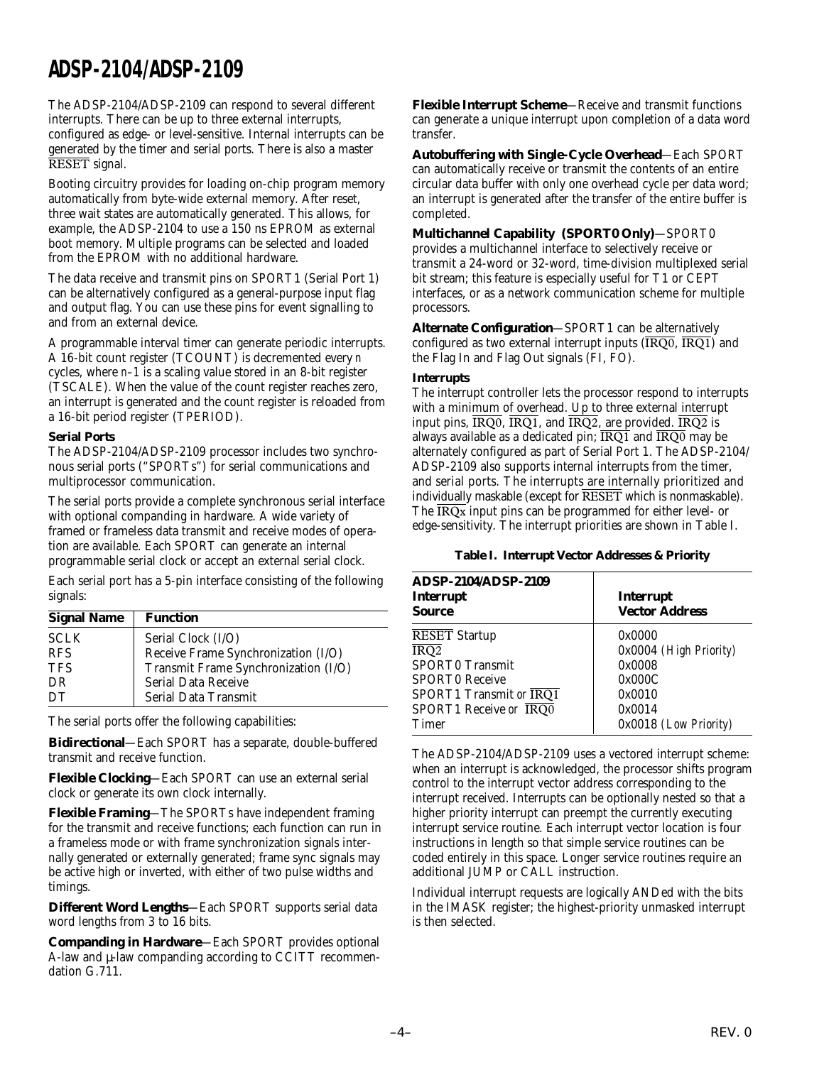The ADSP-2104/ADSP-2109 can respond to several different interrupts. There can be up to three external interrupts, configured as edge- or level-sensitive. Internal interrupts can be generated by the timer and serial ports. There is also a master $\overline{\text{RESET}}$ signal.

Booting circuitry provides for loading on-chip program memory automatically from byte-wide external memory. After reset, three wait states are automatically generated. This allows, for example, the ADSP-2104 to use a 150 ns EPROM as external boot memory. Multiple programs can be selected and loaded from the EPROM with no additional hardware.

The data receive and transmit pins on SPORT1 (Serial Port 1) can be alternatively configured as a general-purpose input flag and output flag. You can use these pins for event signalling to and from an external device.

A programmable interval timer can generate periodic interrupts. A 16-bit count register (TCOUNT) is decremented every *n* cycles, where *n*–1 is a scaling value stored in an 8-bit register (TSCALE). When the value of the count register reaches zero, an interrupt is generated and the count register is reloaded from a 16-bit period register (TPERIOD).

### Serial Ports

The ADSP-2104/ADSP-2109 processor includes two synchronous serial ports ("SPORTs") for serial communications and multiprocessor communication.

The serial ports provide a complete synchronous serial interface with optional companding in hardware. A wide variety of framed or frameless data transmit and receive modes of operation are available. Each SPORT can generate an internal programmable serial clock or accept an external serial clock.

Each serial port has a 5-pin interface consisting of the following signals:

| Signal Name | Function |
|---|---|
| SCLK | Serial Clock (I/O) |
| RFS | Receive Frame Synchronization (I/O) |
| TFS | Transmit Frame Synchronization (I/O) |
| DR | Serial Data Receive |
| DT | Serial Data Transmit |

The serial ports offer the following capabilities:

**Bidirectional**—Each SPORT has a separate, double-buffered transmit and receive function.

**Flexible Clocking**—Each SPORT can use an external serial clock or generate its own clock internally.

**Flexible Framing**—The SPORTs have independent framing for the transmit and receive functions; each function can run in a frameless mode or with frame synchronization signals internally generated or externally generated; frame sync signals may be active high or inverted, with either of two pulse widths and timings.

**Different Word Lengths**—Each SPORT supports serial data word lengths from 3 to 16 bits.

**Companding in Hardware**—Each SPORT provides optional A-law and μ-law companding according to CCITT recommendation G.711.

**Flexible Interrupt Scheme**—Receive and transmit functions can generate a unique interrupt upon completion of a data word transfer.

**Autobuffering with Single-Cycle Overhead**—Each SPORT can automatically receive or transmit the contents of an entire circular data buffer with only one overhead cycle per data word; an interrupt is generated after the transfer of the entire buffer is completed.

**Multichannel Capability (SPORT0 Only)**—SPORT0 provides a multichannel interface to selectively receive or transmit a 24-word or 32-word, time-division multiplexed serial bit stream; this feature is especially useful for T1 or CEPT interfaces, or as a network communication scheme for multiple processors.

**Alternate Configuration**—SPORT1 can be alternatively configured as two external interrupt inputs ($\overline{\text{IRQ0}}$, $\overline{\text{IRQ1}}$) and the Flag In and Flag Out signals (FI, FO).

### Interrupts

The interrupt controller lets the processor respond to interrupts with a minimum of overhead. Up to three external interrupt input pins, $\overline{\text{IRQ0}}$, $\overline{\text{IRQ1}}$, and $\overline{\text{IRQ2}}$, are provided. $\overline{\text{IRQ2}}$ is always available as a dedicated pin; $\overline{\text{IRQ1}}$ and $\overline{\text{IRQ0}}$ may be alternately configured as part of Serial Port 1. The ADSP-2104/ADSP-2109 also supports internal interrupts from the timer, and serial ports. The interrupts are internally prioritized and individually maskable (except for $\overline{\text{RESET}}$ which is nonmaskable). The $\overline{\text{IRQx}}$ input pins can be programmed for either level- or edge-sensitivity. The interrupt priorities are shown in Table I.

**Table I. Interrupt Vector Addresses & Priority**

| ADSP-2104/ADSP-2109 Interrupt Source | Interrupt Vector Address |
|---|---|
| $\overline{\text{RESET}}$ Startup | 0x0000 |
| $\overline{\text{IRQ2}}$ | 0x0004 *(High Priority)* |
| SPORT0 Transmit | 0x0008 |
| SPORT0 Receive | 0x000C |
| SPORT1 Transmit *or* $\overline{\text{IRQ1}}$ | 0x0010 |
| SPORT1 Receive *or* $\overline{\text{IRQ0}}$ | 0x0014 |
| Timer | 0x0018 *(Low Priority)* |

The ADSP-2104/ADSP-2109 uses a vectored interrupt scheme: when an interrupt is acknowledged, the processor shifts program control to the interrupt vector address corresponding to the interrupt received. Interrupts can be optionally nested so that a higher priority interrupt can preempt the currently executing interrupt service routine. Each interrupt vector location is four instructions in length so that simple service routines can be coded entirely in this space. Longer service routines require an additional JUMP or CALL instruction.

Individual interrupt requests are logically ANDed with the bits in the IMASK register; the highest-priority unmasked interrupt is then selected.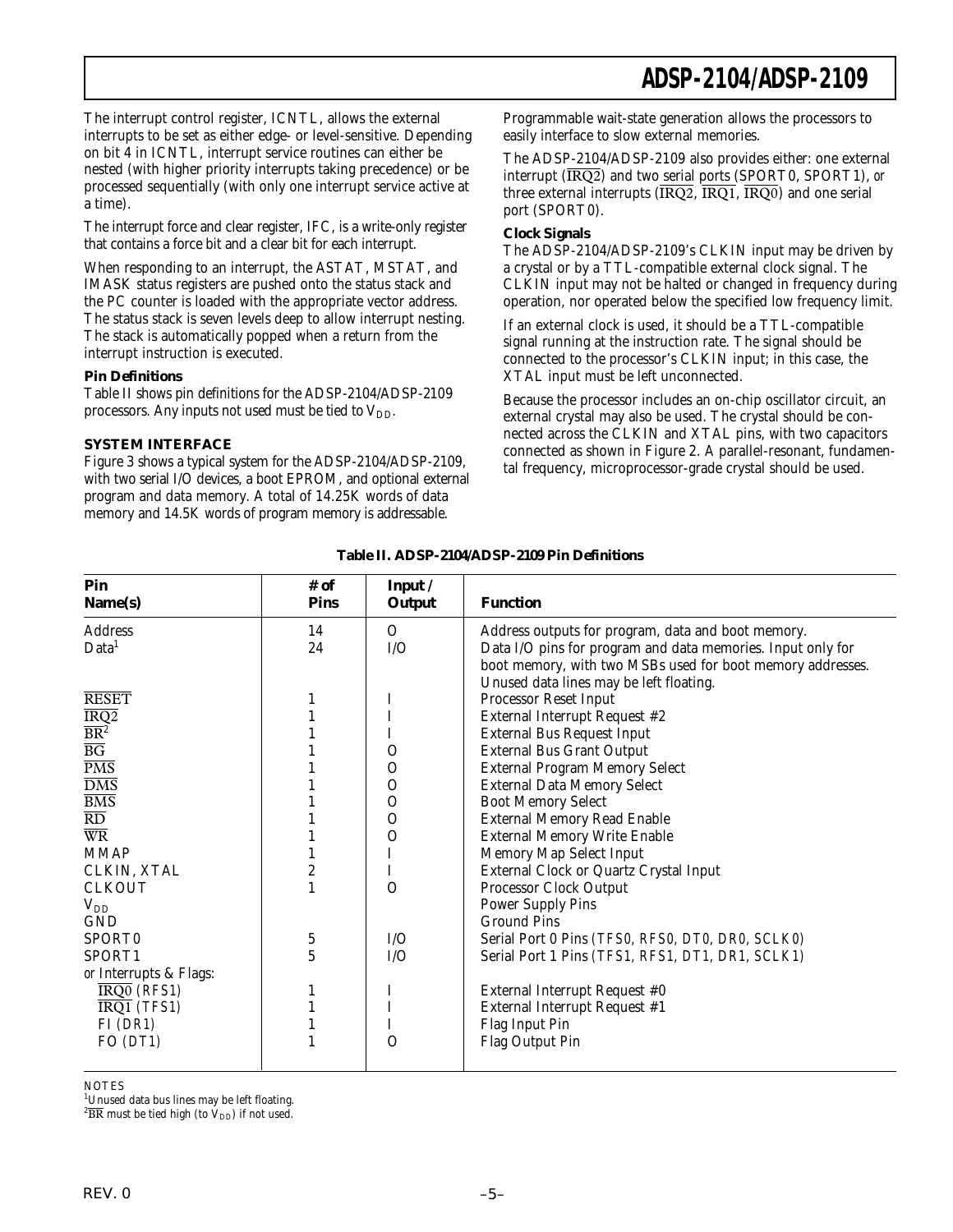The interrupt control register, ICNTL, allows the external interrupts to be set as either edge- or level-sensitive. Depending on bit 4 in ICNTL, interrupt service routines can either be nested (with higher priority interrupts taking precedence) or be processed sequentially (with only one interrupt service active at a time).

The interrupt force and clear register, IFC, is a write-only register that contains a force bit and a clear bit for each interrupt.

When responding to an interrupt, the ASTAT, MSTAT, and IMASK status registers are pushed onto the status stack and the PC counter is loaded with the appropriate vector address. The status stack is seven levels deep to allow interrupt nesting. The stack is automatically popped when a return from the interrupt instruction is executed.

**Pin Definitions**

Table II shows pin definitions for the ADSP-2104/ADSP-2109 processors. Any inputs not used must be tied to $V_{DD}$.

## SYSTEM INTERFACE

Figure 3 shows a typical system for the ADSP-2104/ADSP-2109, with two serial I/O devices, a boot EPROM, and optional external program and data memory. A total of 14.25K words of data memory and 14.5K words of program memory is addressable.

Programmable wait-state generation allows the processors to easily interface to slow external memories.

The ADSP-2104/ADSP-2109 also provides either: one external interrupt ($\overline{IRQ2}$) and two serial ports (SPORT0, SPORT1), *or* three external interrupts ($\overline{IRQ2}$, $\overline{IRQ1}$, $\overline{IRQ0}$) and one serial port (SPORT0).

**Clock Signals**

The ADSP-2104/ADSP-2109's CLKIN input may be driven by a crystal or by a TTL-compatible external clock signal. The CLKIN input may not be halted or changed in frequency during operation, nor operated below the specified low frequency limit.

If an external clock is used, it should be a TTL-compatible signal running at the instruction rate. The signal should be connected to the processor's CLKIN input; in this case, the XTAL input must be left unconnected.

Because the processor includes an on-chip oscillator circuit, an external crystal may also be used. The crystal should be connected across the CLKIN and XTAL pins, with two capacitors connected as shown in Figure 2. A parallel-resonant, fundamental frequency, microprocessor-grade crystal should be used.

**Table II. ADSP-2104/ADSP-2109 Pin Definitions**

| Pin Name(s) | # of Pins | Input / Output | Function |
|---|---|---|---|
| Address | 14 | O | Address outputs for program, data and boot memory. |
| Data[1] | 24 | I/O | Data I/O pins for program and data memories. Input only for boot memory, with two MSBs used for boot memory addresses. Unused data lines may be left floating. |
| $\overline{RESET}$ | 1 | I | Processor Reset Input |
| $\overline{IRQ2}$ | 1 | I | External Interrupt Request #2 |
| $\overline{BR}$[2] | 1 | I | External Bus Request Input |
| $\overline{BG}$ | 1 | O | External Bus Grant Output |
| $\overline{PMS}$ | 1 | O | External Program Memory Select |
| $\overline{DMS}$ | 1 | O | External Data Memory Select |
| $\overline{BMS}$ | 1 | O | Boot Memory Select |
| $\overline{RD}$ | 1 | O | External Memory Read Enable |
| $\overline{WR}$ | 1 | O | External Memory Write Enable |
| MMAP | 1 | I | Memory Map Select Input |
| CLKIN, XTAL | 2 | I | External Clock or Quartz Crystal Input |
| CLKOUT | 1 | O | Processor Clock Output |
| $V_{DD}$ | | | Power Supply Pins |
| GND | | | Ground Pins |
| SPORT0 | 5 | I/O | Serial Port 0 Pins (TFS0, RFS0, DT0, DR0, SCLK0) |
| SPORT1 | 5 | I/O | Serial Port 1 Pins (TFS1, RFS1, DT1, DR1, SCLK1) |
| *or* Interrupts & Flags: | | | |
| $\overline{IRQ0}$ (RFS1) | 1 | I | External Interrupt Request #0 |
| $\overline{IRQ1}$ (TFS1) | 1 | I | External Interrupt Request #1 |
| FI (DR1) | 1 | I | Flag Input Pin |
| FO (DT1) | 1 | O | Flag Output Pin |

NOTES

[1]Unused data bus lines may be left floating.

[2]$\overline{BR}$ must be tied high (to $V_{DD}$) if not used.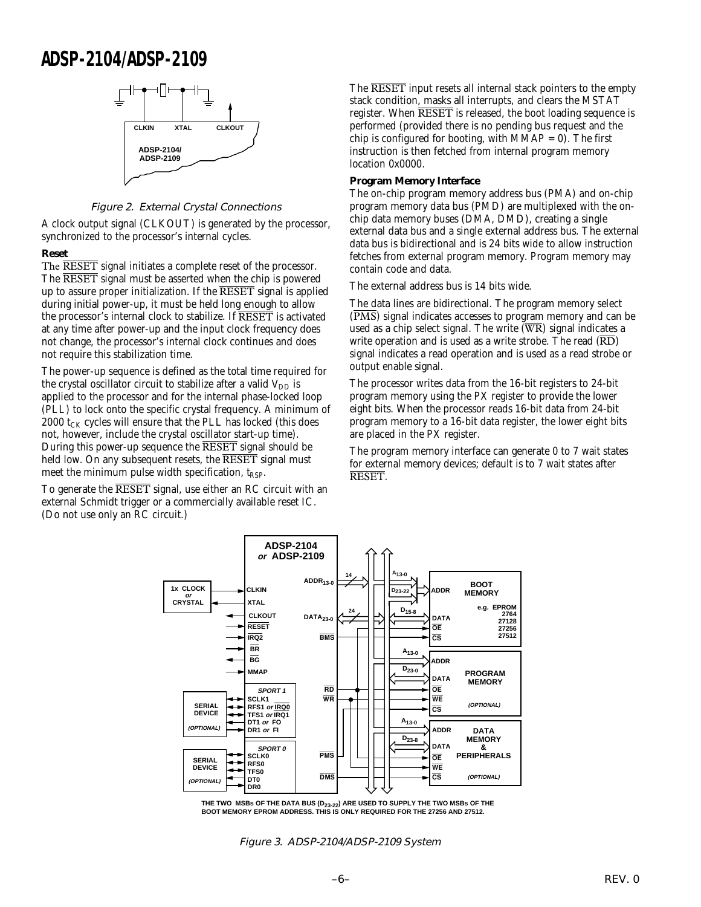Figure 2. External Crystal Connections

A clock output signal (CLKOUT) is generated by the processor, synchronized to the processor's internal cycles.

**Reset**

The $\overline{RESET}$ signal initiates a complete reset of the processor. The $\overline{RESET}$ signal must be asserted when the chip is powered up to assure proper initialization. If the $\overline{RESET}$ signal is applied during initial power-up, it must be held long enough to allow the processor's internal clock to stabilize. If $\overline{RESET}$ is activated at any time after power-up and the input clock frequency does not change, the processor's internal clock continues and does not require this stabilization time.

The power-up sequence is defined as the total time required for the crystal oscillator circuit to stabilize after a valid $V_{DD}$ is applied to the processor and for the internal phase-locked loop (PLL) to lock onto the specific crystal frequency. A minimum of 2000 $t_{CK}$ cycles will ensure that the PLL has locked (this does not, however, include the crystal oscillator start-up time). During this power-up sequence the $\overline{RESET}$ signal should be held low. On any subsequent resets, the $\overline{RESET}$ signal must meet the minimum pulse width specification, $t_{RSP}$.

To generate the $\overline{RESET}$ signal, use either an RC circuit with an external Schmidt trigger or a commercially available reset IC. (Do not use only an RC circuit.)

The $\overline{RESET}$ input resets all internal stack pointers to the empty stack condition, masks all interrupts, and clears the MSTAT register. When $\overline{RESET}$ is released, the boot loading sequence is performed (provided there is no pending bus request and the chip is configured for booting, with MMAP = 0). The first instruction is then fetched from internal program memory location 0x0000.

**Program Memory Interface**

The on-chip program memory address bus (PMA) and on-chip program memory data bus (PMD) are multiplexed with the on-chip data memory buses (DMA, DMD), creating a single external data bus and a single external address bus. The external data bus is bidirectional and is 24 bits wide to allow instruction fetches from external program memory. Program memory may contain code and data.

The external address bus is 14 bits wide.

The data lines are bidirectional. The program memory select ($\overline{PMS}$) signal indicates accesses to program memory and can be used as a chip select signal. The write ($\overline{WR}$) signal indicates a write operation and is used as a write strobe. The read ($\overline{RD}$) signal indicates a read operation and is used as a read strobe or output enable signal.

The processor writes data from the 16-bit registers to 24-bit program memory using the PX register to provide the lower eight bits. When the processor reads 16-bit data from 24-bit program memory to a 16-bit data register, the lower eight bits are placed in the PX register.

The program memory interface can generate 0 to 7 wait states for external memory devices; default is to 7 wait states after $\overline{RESET}$.

THE TWO MSBs OF THE DATA BUS ($D_{23-22}$) ARE USED TO SUPPLY THE TWO MSBs OF THE BOOT MEMORY EPROM ADDRESS. THIS IS ONLY REQUIRED FOR THE 27256 AND 27512.

Figure 3. ADSP-2104/ADSP-2109 System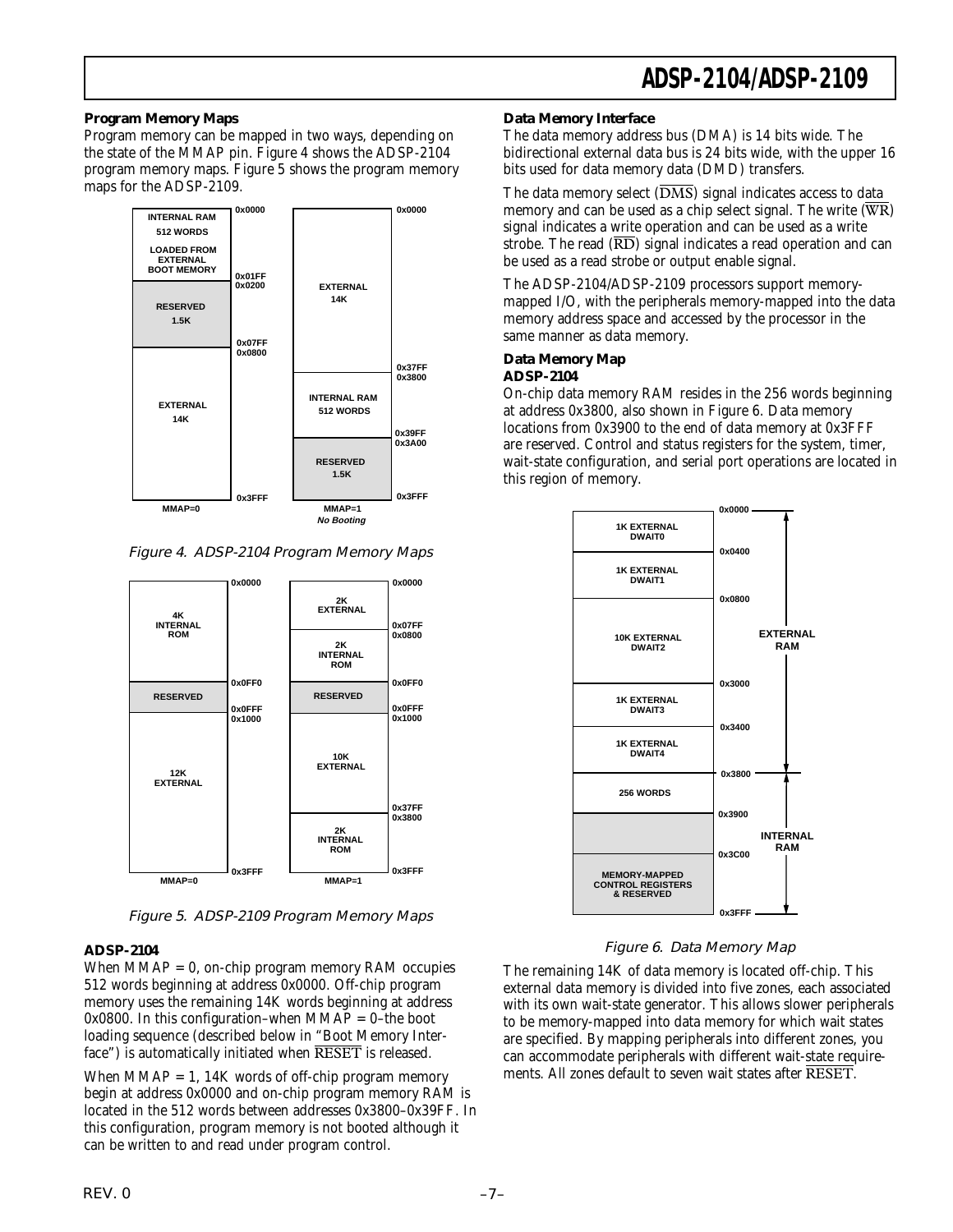### Program Memory Maps

Program memory can be mapped in two ways, depending on the state of the MMAP pin. Figure 4 shows the ADSP-2104 program memory maps. Figure 5 shows the program memory maps for the ADSP-2109.

*Figure 4. ADSP-2104 Program Memory Maps*

*Figure 5. ADSP-2109 Program Memory Maps*

#### ADSP-2104

When MMAP = 0, on-chip program memory RAM occupies 512 words beginning at address 0x0000. Off-chip program memory uses the remaining 14K words beginning at address 0x0800. In this configuration–when MMAP = 0–the boot loading sequence (described below in "Boot Memory Interface") is automatically initiated when $\overline{\text{RESET}}$ is released.

When MMAP = 1, 14K words of off-chip program memory begin at address 0x0000 and on-chip program memory RAM is located in the 512 words between addresses 0x3800–0x39FF. In this configuration, program memory is not booted although it can be written to and read under program control.

### Data Memory Interface

The data memory address bus (DMA) is 14 bits wide. The bidirectional external data bus is 24 bits wide, with the upper 16 bits used for data memory data (DMD) transfers.

The data memory select ($\overline{\text{DMS}}$) signal indicates access to data memory and can be used as a chip select signal. The write ($\overline{\text{WR}}$) signal indicates a write operation and can be used as a write strobe. The read ($\overline{\text{RD}}$) signal indicates a read operation and can be used as a read strobe or output enable signal.

The ADSP-2104/ADSP-2109 processors support memory-mapped I/O, with the peripherals memory-mapped into the data memory address space and accessed by the processor in the same manner as data memory.

### Data Memory Map

#### ADSP-2104

On-chip data memory RAM resides in the 256 words beginning at address 0x3800, also shown in Figure 6. Data memory locations from 0x3900 to the end of data memory at 0x3FFF are reserved. Control and status registers for the system, timer, wait-state configuration, and serial port operations are located in this region of memory.

*Figure 6. Data Memory Map*

The remaining 14K of data memory is located off-chip. This external data memory is divided into five zones, each associated with its own wait-state generator. This allows slower peripherals to be memory-mapped into data memory for which wait states are specified. By mapping peripherals into different zones, you can accommodate peripherals with different wait-state requirements. All zones default to seven wait states after $\overline{\text{RESET}}$.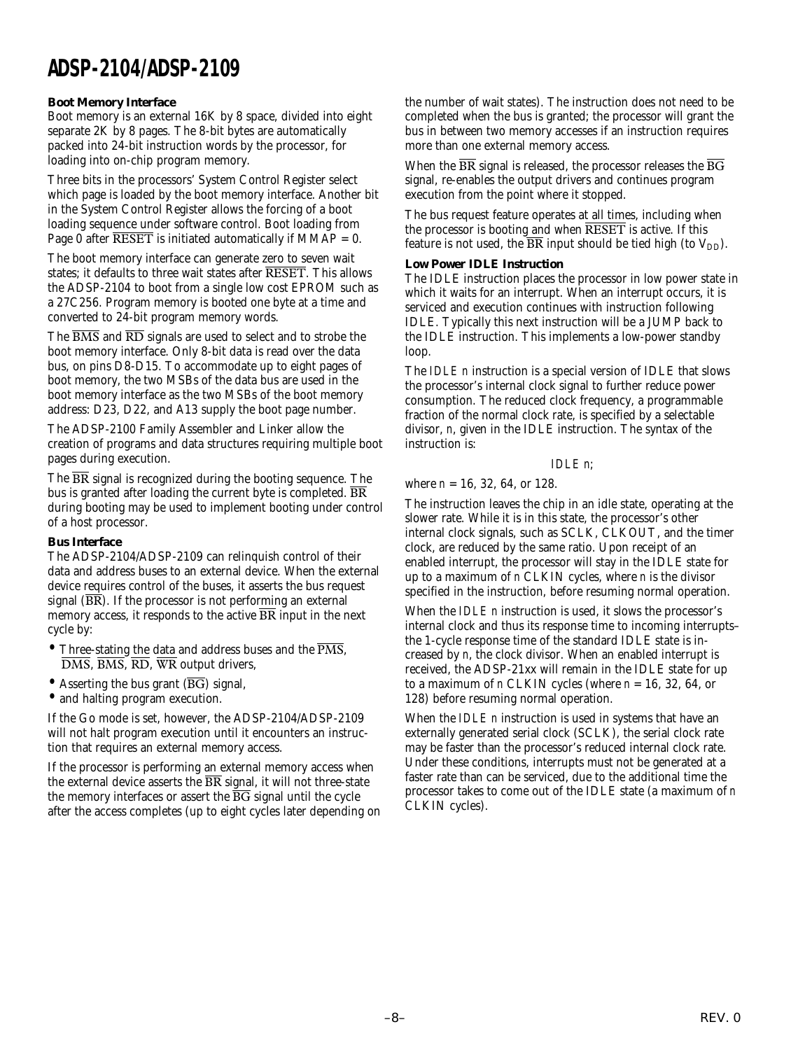### Boot Memory Interface

Boot memory is an external 16K by 8 space, divided into eight separate 2K by 8 pages. The 8-bit bytes are automatically packed into 24-bit instruction words by the processor, for loading into on-chip program memory.

Three bits in the processors' System Control Register select which page is loaded by the boot memory interface. Another bit in the System Control Register allows the forcing of a boot loading sequence under software control. Boot loading from Page 0 after $\overline{RESET}$ is initiated automatically if MMAP = 0.

The boot memory interface can generate zero to seven wait states; it defaults to three wait states after $\overline{RESET}$. This allows the ADSP-2104 to boot from a single low cost EPROM such as a 27C256. Program memory is booted one byte at a time and converted to 24-bit program memory words.

The $\overline{BMS}$ and $\overline{RD}$ signals are used to select and to strobe the boot memory interface. Only 8-bit data is read over the data bus, on pins D8-D15. To accommodate up to eight pages of boot memory, the two MSBs of the data bus are used in the boot memory interface as the two MSBs of the boot memory address: D23, D22, and A13 supply the boot page number.

The ADSP-2100 Family Assembler and Linker allow the creation of programs and data structures requiring multiple boot pages during execution.

The $\overline{BR}$ signal is recognized during the booting sequence. The bus is granted after loading the current byte is completed. $\overline{BR}$ during booting may be used to implement booting under control of a host processor.

### Bus Interface

The ADSP-2104/ADSP-2109 can relinquish control of their data and address buses to an external device. When the external device requires control of the buses, it asserts the bus request signal ($\overline{BR}$). If the processor is not performing an external memory access, it responds to the active $\overline{BR}$ input in the next cycle by:

- Three-stating the data and address buses and the $\overline{PMS}$, $\overline{DMS}$, $\overline{BMS}$, $\overline{RD}$, $\overline{WR}$ output drivers,
- Asserting the bus grant ($\overline{BG}$) signal,
- and halting program execution.

If the Go mode is set, however, the ADSP-2104/ADSP-2109 will not halt program execution until it encounters an instruction that requires an external memory access.

If the processor is performing an external memory access when the external device asserts the $\overline{BR}$ signal, it will not three-state the memory interfaces or assert the $\overline{BG}$ signal until the cycle after the access completes (up to eight cycles later depending on the number of wait states). The instruction does not need to be completed when the bus is granted; the processor will grant the bus in between two memory accesses if an instruction requires more than one external memory access.

When the $\overline{BR}$ signal is released, the processor releases the $\overline{BG}$ signal, re-enables the output drivers and continues program execution from the point where it stopped.

The bus request feature operates at all times, including when the processor is booting and when $\overline{RESET}$ is active. If this feature is not used, the $\overline{BR}$ input should be tied high (to $V_{DD}$).

### Low Power IDLE Instruction

The IDLE instruction places the processor in low power state in which it waits for an interrupt. When an interrupt occurs, it is serviced and execution continues with instruction following IDLE. Typically this next instruction will be a JUMP back to the IDLE instruction. This implements a low-power standby loop.

The *IDLE n* instruction is a special version of IDLE that slows the processor's internal clock signal to further reduce power consumption. The reduced clock frequency, a programmable fraction of the normal clock rate, is specified by a selectable divisor, *n*, given in the IDLE instruction. The syntax of the instruction is:

```
IDLE n;
```

where *n* = 16, 32, 64, or 128.

The instruction leaves the chip in an idle state, operating at the slower rate. While it is in this state, the processor's other internal clock signals, such as SCLK, CLKOUT, and the timer clock, are reduced by the same ratio. Upon receipt of an enabled interrupt, the processor will stay in the IDLE state for up to a maximum of *n* CLKIN cycles, where *n* is the divisor specified in the instruction, before resuming normal operation.

When the *IDLE n* instruction is used, it slows the processor's internal clock and thus its response time to incoming interrupts–the 1-cycle response time of the standard IDLE state is increased by *n*, the clock divisor. When an enabled interrupt is received, the ADSP-21xx will remain in the IDLE state for up to a maximum of *n* CLKIN cycles (where *n* = 16, 32, 64, or 128) before resuming normal operation.

When the *IDLE n* instruction is used in systems that have an externally generated serial clock (SCLK), the serial clock rate may be faster than the processor's reduced internal clock rate. Under these conditions, interrupts must not be generated at a faster rate than can be serviced, due to the additional time the processor takes to come out of the IDLE state (a maximum of *n* CLKIN cycles).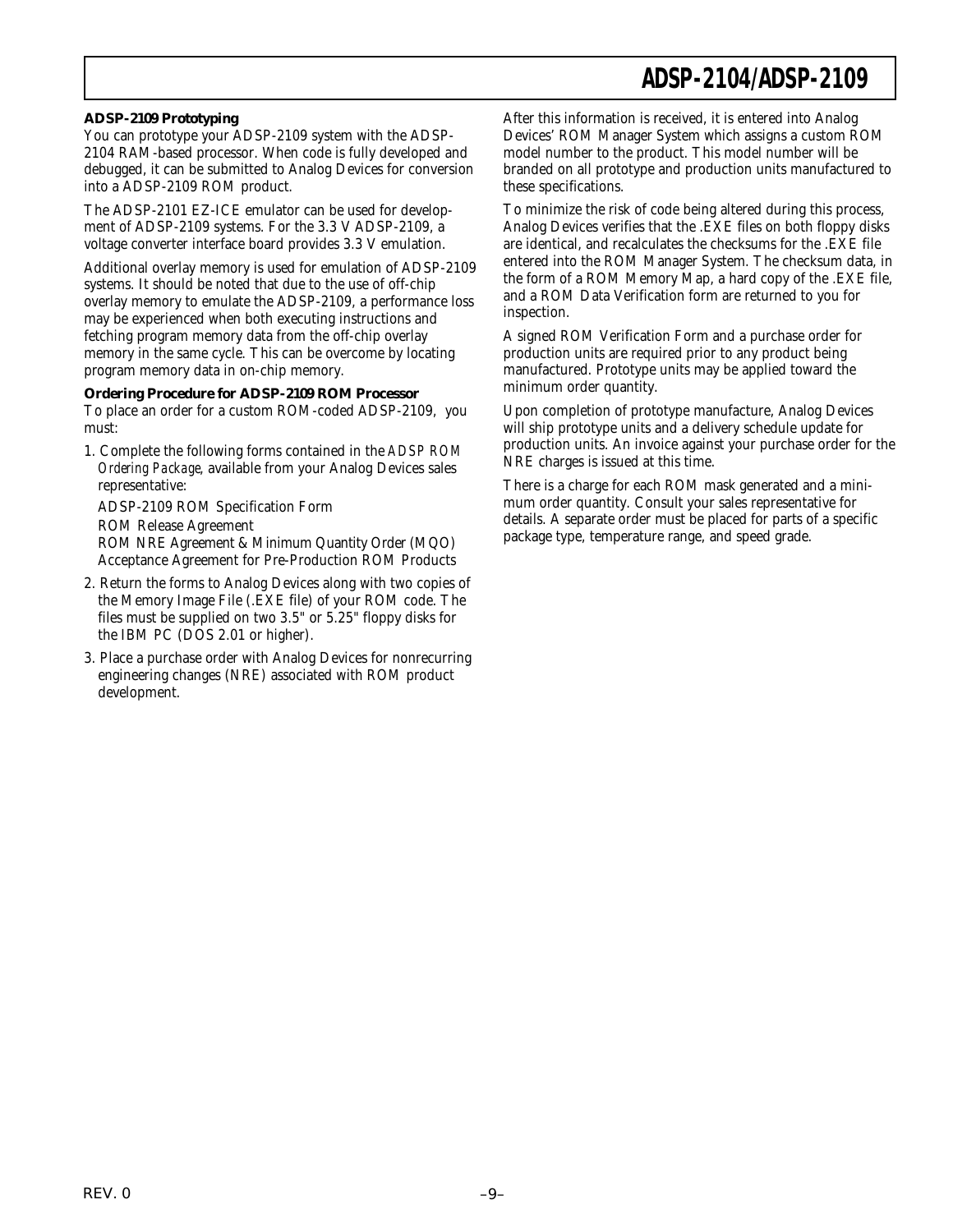### ADSP-2109 Prototyping

You can prototype your ADSP-2109 system with the ADSP-2104 RAM-based processor. When code is fully developed and debugged, it can be submitted to Analog Devices for conversion into a ADSP-2109 ROM product.

The ADSP-2101 EZ-ICE emulator can be used for development of ADSP-2109 systems. For the 3.3 V ADSP-2109, a voltage converter interface board provides 3.3 V emulation.

Additional overlay memory is used for emulation of ADSP-2109 systems. It should be noted that due to the use of off-chip overlay memory to emulate the ADSP-2109, a performance loss may be experienced when both executing instructions and fetching program memory data from the off-chip overlay memory in the same cycle. This can be overcome by locating program memory data in on-chip memory.

### Ordering Procedure for ADSP-2109 ROM Processor

To place an order for a custom ROM-coded ADSP-2109, you must:

1. Complete the following forms contained in the *ADSP ROM Ordering Package*, available from your Analog Devices sales representative:

   ADSP-2109 ROM Specification Form
   ROM Release Agreement
   ROM NRE Agreement & Minimum Quantity Order (MQO)
   Acceptance Agreement for Pre-Production ROM Products

2. Return the forms to Analog Devices along with two copies of the Memory Image File (.EXE file) of your ROM code. The files must be supplied on two 3.5" or 5.25" floppy disks for the IBM PC (DOS 2.01 or higher).

3. Place a purchase order with Analog Devices for nonrecurring engineering changes (NRE) associated with ROM product development.

After this information is received, it is entered into Analog Devices' ROM Manager System which assigns a custom ROM model number to the product. This model number will be branded on all prototype and production units manufactured to these specifications.

To minimize the risk of code being altered during this process, Analog Devices verifies that the .EXE files on both floppy disks are identical, and recalculates the checksums for the .EXE file entered into the ROM Manager System. The checksum data, in the form of a ROM Memory Map, a hard copy of the .EXE file, and a ROM Data Verification form are returned to you for inspection.

A signed ROM Verification Form and a purchase order for production units are required prior to any product being manufactured. Prototype units may be applied toward the minimum order quantity.

Upon completion of prototype manufacture, Analog Devices will ship prototype units and a delivery schedule update for production units. An invoice against your purchase order for the NRE charges is issued at this time.

There is a charge for each ROM mask generated and a minimum order quantity. Consult your sales representative for details. A separate order must be placed for parts of a specific package type, temperature range, and speed grade.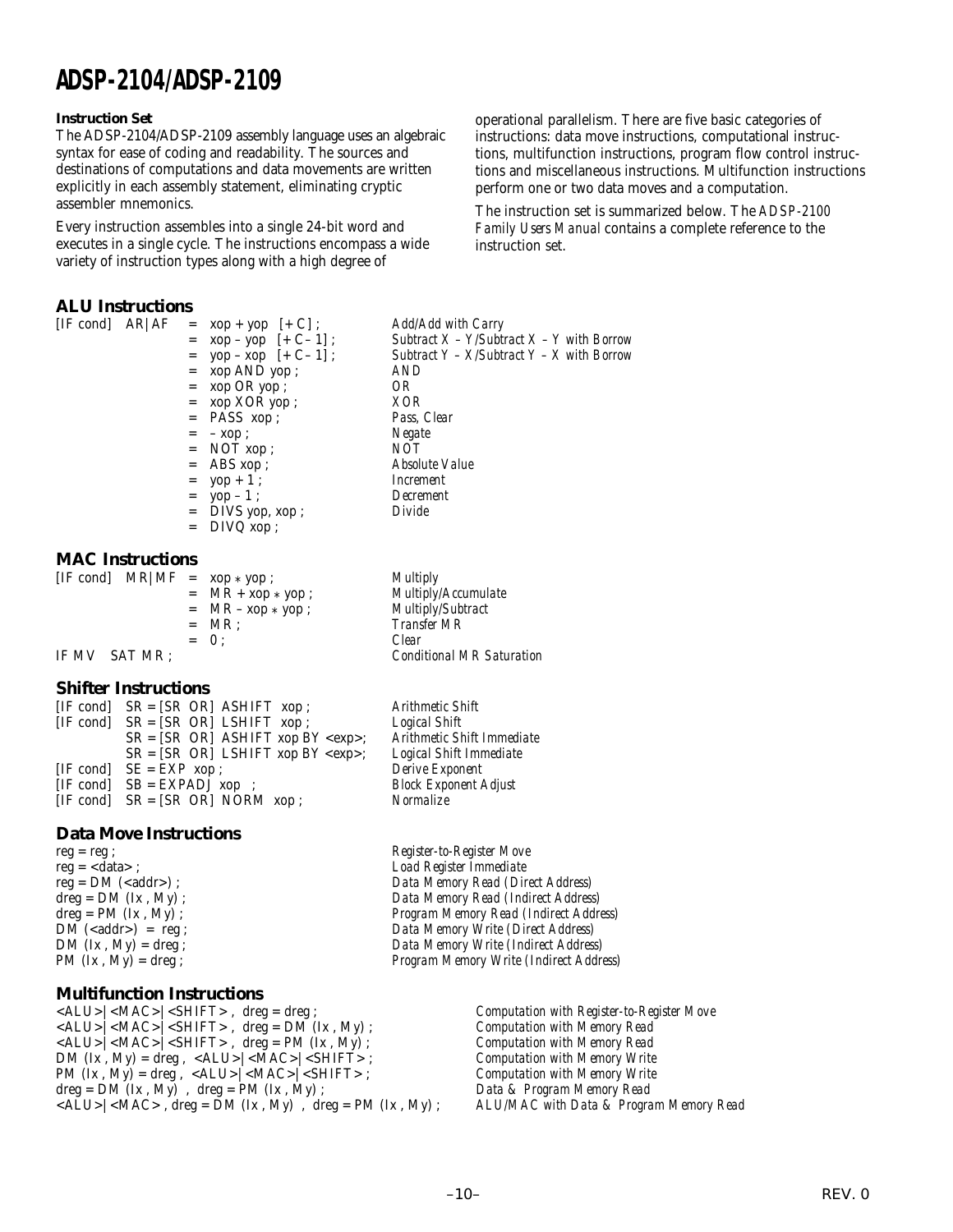**Instruction Set**

The ADSP-2104/ADSP-2109 assembly language uses an algebraic syntax for ease of coding and readability. The sources and destinations of computations and data movements are written explicitly in each assembly statement, eliminating cryptic assembler mnemonics.

Every instruction assembles into a single 24-bit word and executes in a single cycle. The instructions encompass a wide variety of instruction types along with a high degree of operational parallelism. There are five basic categories of instructions: data move instructions, computational instructions, multifunction instructions, program flow control instructions and miscellaneous instructions. Multifunction instructions perform one or two data moves and a computation.

The instruction set is summarized below. The *ADSP-2100 Family Users Manual* contains a complete reference to the instruction set.

## ALU Instructions

| Instruction | Description |
|---|---|
| [IF cond] AR \| AF = xop + yop [+ C] ; | *Add/Add with Carry* |
| = xop – yop [+ C – 1] ; | *Subtract X – Y/Subtract X – Y with Borrow* |
| = yop – xop [+ C – 1] ; | *Subtract Y – X/Subtract Y – X with Borrow* |
| = xop AND yop ; | *AND* |
| = xop OR yop ; | *OR* |
| = xop XOR yop ; | *XOR* |
| = PASS xop ; | *Pass, Clear* |
| = – xop ; | *Negate* |
| = NOT xop ; | *NOT* |
| = ABS xop ; | *Absolute Value* |
| = yop + 1 ; | *Increment* |
| = yop – 1 ; | *Decrement* |
| = DIVS yop, xop ; | *Divide* |
| = DIVQ xop ; | |

## MAC Instructions

| Instruction | Description |
|---|---|
| [IF cond] MR \| MF = xop * yop ; | *Multiply* |
| = MR + xop * yop ; | *Multiply/Accumulate* |
| = MR – xop * yop ; | *Multiply/Subtract* |
| = MR ; | *Transfer MR* |
| = 0 ; | *Clear* |
| IF MV SAT MR ; | *Conditional MR Saturation* |

## Shifter Instructions

| Instruction | Description |
|---|---|
| [IF cond] SR = [SR OR] ASHIFT xop ; | *Arithmetic Shift* |
| [IF cond] SR = [SR OR] LSHIFT xop ; | *Logical Shift* |
| SR = [SR OR] ASHIFT xop BY <exp>; | *Arithmetic Shift Immediate* |
| SR = [SR OR] LSHIFT xop BY <exp>; | *Logical Shift Immediate* |
| [IF cond] SE = EXP xop ; | *Derive Exponent* |
| [IF cond] SB = EXPADJ xop ; | *Block Exponent Adjust* |
| [IF cond] SR = [SR OR] NORM xop ; | *Normalize* |

## Data Move Instructions

| Instruction | Description |
|---|---|
| reg = reg ; | *Register-to-Register Move* |
| reg = <data> ; | *Load Register Immediate* |
| reg = DM (<addr>) ; | *Data Memory Read (Direct Address)* |
| dreg = DM (Ix , My) ; | *Data Memory Read (Indirect Address)* |
| dreg = PM (Ix , My) ; | *Program Memory Read (Indirect Address)* |
| DM (<addr>) = reg ; | *Data Memory Write (Direct Address)* |
| DM (Ix , My) = dreg ; | *Data Memory Write (Indirect Address)* |
| PM (Ix , My) = dreg ; | *Program Memory Write (Indirect Address)* |

## Multifunction Instructions

| Instruction | Description |
|---|---|
| <ALU> \| <MAC> \| <SHIFT> , dreg = dreg ; | *Computation with Register-to-Register Move* |
| <ALU> \| <MAC> \| <SHIFT> , dreg = DM (Ix , My) ; | *Computation with Memory Read* |
| <ALU> \| <MAC> \| <SHIFT> , dreg = PM (Ix , My) ; | *Computation with Memory Read* |
| DM (Ix , My) = dreg , <ALU> \| <MAC> \| <SHIFT> ; | *Computation with Memory Write* |
| PM (Ix , My) = dreg , <ALU> \| <MAC> \| <SHIFT> ; | *Computation with Memory Write* |
| dreg = DM (Ix , My) , dreg = PM (Ix , My) ; | *Data & Program Memory Read* |
| <ALU> \| <MAC> , dreg = DM (Ix , My) , dreg = PM (Ix , My) ; | *ALU/MAC with Data & Program Memory Read* |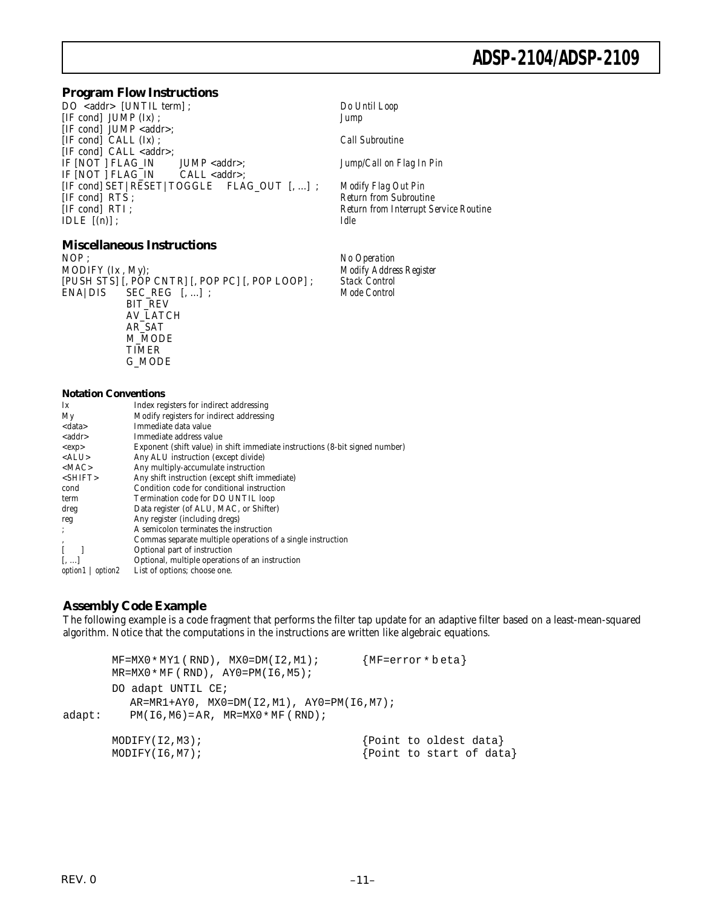## Program Flow Instructions

| | |
|---|---|
| DO <addr> [UNTIL term] ; | *Do Until Loop* |
| [IF cond] JUMP (Ix) ; | *Jump* |
| [IF cond] JUMP <addr>; | |
| [IF cond] CALL (Ix) ; | *Call Subroutine* |
| [IF cond] CALL <addr>; | |
| IF [NOT ] FLAG_IN JUMP <addr>; | *Jump/Call on Flag In Pin* |
| IF [NOT ] FLAG_IN CALL <addr>; | |
| [IF cond] SET \| RESET \| TOGGLE FLAG_OUT [, ...] ; | *Modify Flag Out Pin* |
| [IF cond] RTS ; | *Return from Subroutine* |
| [IF cond] RTI ; | *Return from Interrupt Service Routine* |
| IDLE [(n)] ; | *Idle* |

## Miscellaneous Instructions

| | |
|---|---|
| NOP ; | *No Operation* |
| MODIFY (Ix , My); | *Modify Address Register* |
| [PUSH STS] [, POP CNTR] [, POP PC] [, POP LOOP] ; | *Stack Control* |
| ENA \| DIS SEC_REG [, ...] ; | *Mode Control* |
| BIT_REV | |
| AV_LATCH | |
| AR_SAT | |
| M_MODE | |
| TIMER | |
| G_MODE | |

### Notation Conventions

| | |
|---|---|
| Ix | Index registers for indirect addressing |
| My | Modify registers for indirect addressing |
| <data> | Immediate data value |
| <addr> | Immediate address value |
| <exp> | Exponent (shift value) in shift immediate instructions (8-bit signed number) |
| <ALU> | Any ALU instruction (except divide) |
| <MAC> | Any multiply-accumulate instruction |
| <SHIFT> | Any shift instruction (except shift immediate) |
| cond | Condition code for conditional instruction |
| term | Termination code for DO UNTIL loop |
| dreg | Data register (of ALU, MAC, or Shifter) |
| reg | Any register (including dregs) |
| ; | A semicolon terminates the instruction |
| , | Commas separate multiple operations of a single instruction |
| [ ] | Optional part of instruction |
| [, ...] | Optional, multiple operations of an instruction |
| *option1* \| *option2* | List of options; choose one. |

## Assembly Code Example

The following example is a code fragment that performs the filter tap update for an adaptive filter based on a least-mean-squared algorithm. Notice that the computations in the instructions are written like algebraic equations.

```
        MF=MX0*MY1(RND), MX0=DM(I2,M1);        {MF=error*beta}
        MR=MX0*MF(RND), AY0=PM(I6,M5);
        DO adapt UNTIL CE;
           AR=MR1+AY0, MX0=DM(I2,M1), AY0=PM(I6,M7);
adapt:     PM(I6,M6)=AR, MR=MX0*MF(RND);

        MODIFY(I2,M3);                         {Point to oldest data}
        MODIFY(I6,M7);                         {Point to start of data}
```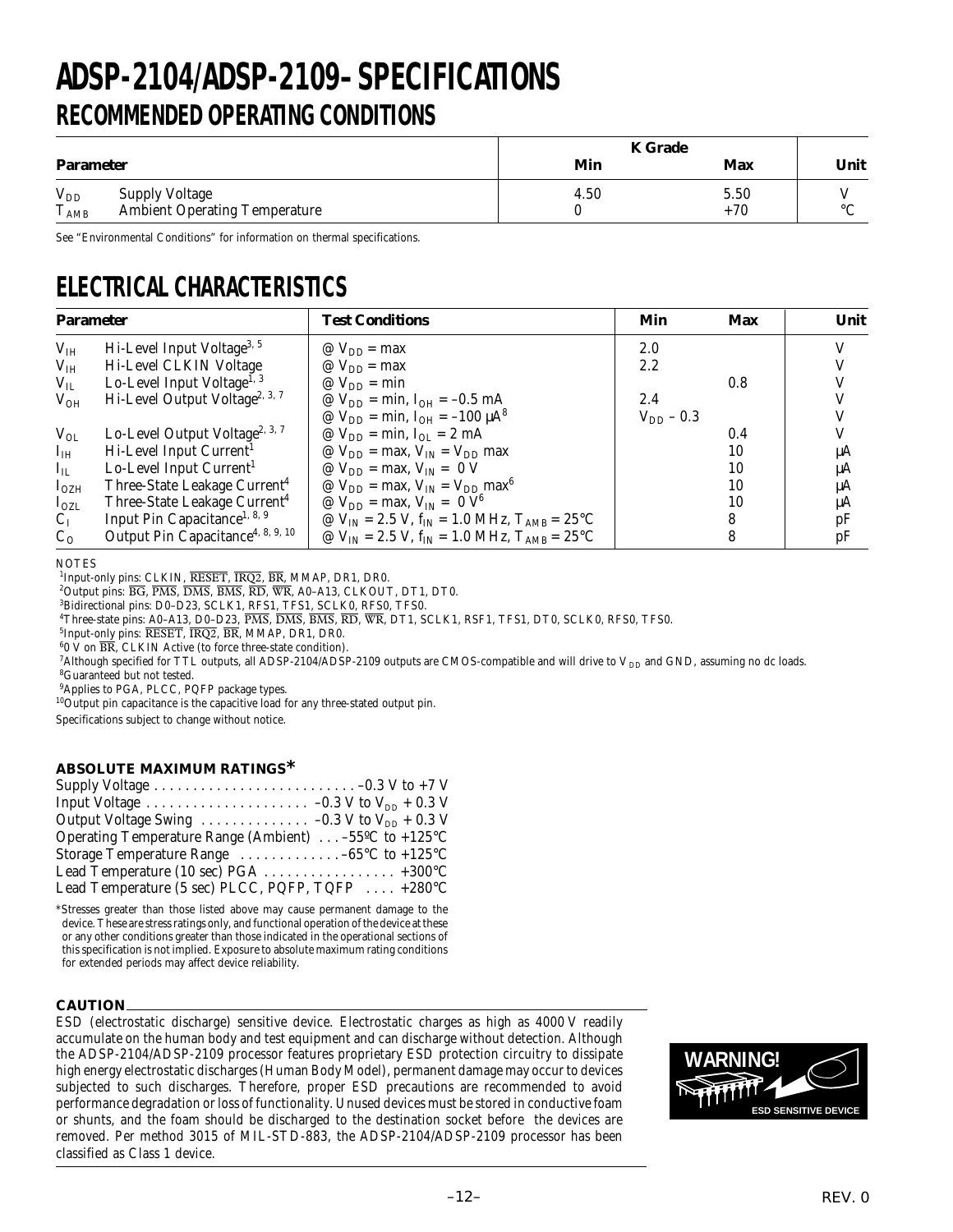# ADSP-2104/ADSP-2109–SPECIFICATIONS

## RECOMMENDED OPERATING CONDITIONS

| Parameter | | K Grade Min | K Grade Max | Unit |
|---|---|---|---|---|
| $V_{DD}$ | Supply Voltage | 4.50 | 5.50 | V |
| $T_{AMB}$ | Ambient Operating Temperature | 0 | +70 | °C |

See "Environmental Conditions" for information on thermal specifications.

## ELECTRICAL CHARACTERISTICS

| Parameter | | Test Conditions | Min | Max | Unit |
|---|---|---|---|---|---|
| $V_{IH}$ | Hi-Level Input Voltage[3, 5] | @ $V_{DD}$ = max | 2.0 | | V |
| $V_{IH}$ | Hi-Level CLKIN Voltage | @ $V_{DD}$ = max | 2.2 | | V |
| $V_{IL}$ | Lo-Level Input Voltage[1, 3] | @ $V_{DD}$ = min | | 0.8 | V |
| $V_{OH}$ | Hi-Level Output Voltage[2, 3, 7] | @ $V_{DD}$ = min, $I_{OH}$ = –0.5 mA | 2.4 | | V |
| | | @ $V_{DD}$ = min, $I_{OH}$ = –100 µA[8] | $V_{DD}$ – 0.3 | | V |
| $V_{OL}$ | Lo-Level Output Voltage[2, 3, 7] | @ $V_{DD}$ = min, $I_{OL}$ = 2 mA | | 0.4 | V |
| $I_{IH}$ | Hi-Level Input Current[1] | @ $V_{DD}$ = max, $V_{IN}$ = $V_{DD}$ max | | 10 | µA |
| $I_{IL}$ | Lo-Level Input Current[1] | @ $V_{DD}$ = max, $V_{IN}$ = 0 V | | 10 | µA |
| $I_{OZH}$ | Three-State Leakage Current[4] | @ $V_{DD}$ = max, $V_{IN}$ = $V_{DD}$ max[6] | | 10 | µA |
| $I_{OZL}$ | Three-State Leakage Current[4] | @ $V_{DD}$ = max, $V_{IN}$ = 0 V[6] | | 10 | µA |
| $C_I$ | Input Pin Capacitance[1, 8, 9] | @ $V_{IN}$ = 2.5 V, $f_{IN}$ = 1.0 MHz, $T_{AMB}$ = 25°C | | 8 | pF |
| $C_O$ | Output Pin Capacitance[4, 8, 9, 10] | @ $V_{IN}$ = 2.5 V, $f_{IN}$ = 1.0 MHz, $T_{AMB}$ = 25°C | | 8 | pF |

NOTES

[1]Input-only pins: CLKIN, RESET, IRQ2, BR, MMAP, DR1, DR0.
[2]Output pins: BG, PMS, DMS, BMS, RD, WR, A0–A13, CLKOUT, DT1, DT0.
[3]Bidirectional pins: D0–D23, SCLK1, RFS1, TFS1, SCLK0, RFS0, TFS0.
[4]Three-state pins: A0–A13, D0–D23, PMS, DMS, BMS, RD, WR, DT1, SCLK1, RSF1, TFS1, DT0, SCLK0, RFS0, TFS0.
[5]Input-only pins: RESET, IRQ2, BR, MMAP, DR1, DR0.
[6]0 V on BR, CLKIN Active (to force three-state condition).
[7]Although specified for TTL outputs, all ADSP-2104/ADSP-2109 outputs are CMOS-compatible and will drive to $V_{DD}$ and GND, assuming no dc loads.
[8]Guaranteed but not tested.
[9]Applies to PGA, PLCC, PQFP package types.
[10]Output pin capacitance is the capacitive load for any three-stated output pin.

Specifications subject to change without notice.

### ABSOLUTE MAXIMUM RATINGS*

Supply Voltage . . . . . . . . . . . . . . . . . . . . . . . . . . –0.3 V to +7 V
Input Voltage . . . . . . . . . . . . . . . . . . . . . –0.3 V to $V_{DD}$ + 0.3 V
Output Voltage Swing . . . . . . . . . . . . . . –0.3 V to $V_{DD}$ + 0.3 V
Operating Temperature Range (Ambient) . . . –55ºC to +125°C
Storage Temperature Range . . . . . . . . . . . . –65°C to +125°C
Lead Temperature (10 sec) PGA . . . . . . . . . . . . . . . . . +300°C
Lead Temperature (5 sec) PLCC, PQFP, TQFP . . . . +280°C

*Stresses greater than those listed above may cause permanent damage to the device. These are stress ratings only, and functional operation of the device at these or any other conditions greater than those indicated in the operational sections of this specification is not implied. Exposure to absolute maximum rating conditions for extended periods may affect device reliability.

### CAUTION

ESD (electrostatic discharge) sensitive device. Electrostatic charges as high as 4000 V readily accumulate on the human body and test equipment and can discharge without detection. Although the ADSP-2104/ADSP-2109 processor features proprietary ESD protection circuitry to dissipate high energy electrostatic discharges (Human Body Model), permanent damage may occur to devices subjected to such discharges. Therefore, proper ESD precautions are recommended to avoid performance degradation or loss of functionality. Unused devices must be stored in conductive foam or shunts, and the foam should be discharged to the destination socket before the devices are removed. Per method 3015 of MIL-STD-883, the ADSP-2104/ADSP-2109 processor has been classified as Class 1 device.

WARNING! ESD SENSITIVE DEVICE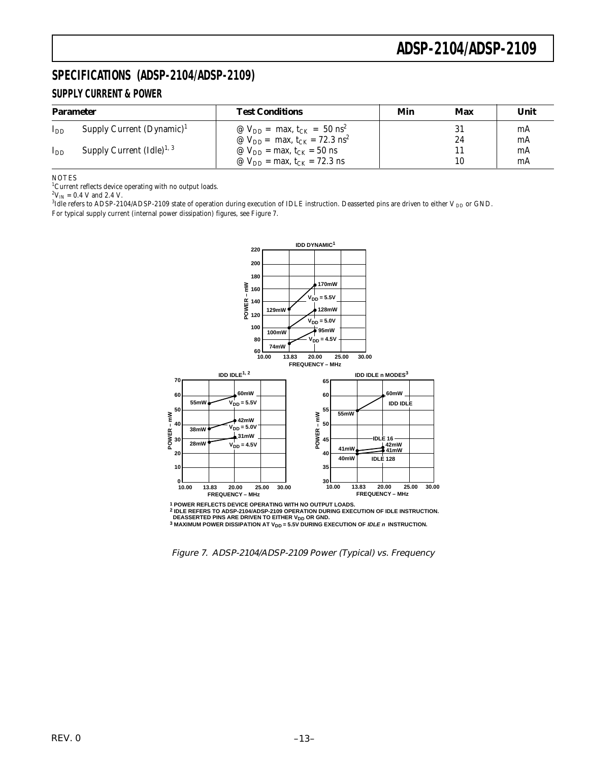## SPECIFICATIONS (ADSP-2104/ADSP-2109)

### SUPPLY CURRENT & POWER

| Parameter | | Test Conditions | Min | Max | Unit |
|---|---|---|---|---|---|
| $I_{DD}$ | Supply Current (Dynamic)[1] | @ $V_{DD}$ = max, $t_{CK}$ = 50 ns[2] | | 31 | mA |
| | | @ $V_{DD}$ = max, $t_{CK}$ = 72.3 ns[2] | | 24 | mA |
| $I_{DD}$ | Supply Current (Idle)[1, 3] | @ $V_{DD}$ = max, $t_{CK}$ = 50 ns | | 11 | mA |
| | | @ $V_{DD}$ = max, $t_{CK}$ = 72.3 ns | | 10 | mA |

NOTES

[1]Current reflects device operating with no output loads.

[2]$V_{IN}$ = 0.4 V and 2.4 V.

[3]Idle refers to ADSP-2104/ADSP-2109 state of operation during execution of IDLE instruction. Deasserted pins are driven to either $V_{DD}$ or GND.

For typical supply current (internal power dissipation) figures, see Figure 7.

1 POWER REFLECTS DEVICE OPERATING WITH NO OUTPUT LOADS.

2 IDLE REFERS TO ADSP-2104/ADSP-2109 OPERATION DURING EXECUTION OF IDLE INSTRUCTION. DEASSERTED PINS ARE DRIVEN TO EITHER $V_{DD}$ OR GND.

3 MAXIMUM POWER DISSIPATION AT $V_{DD}$ = 5.5V DURING EXECUTION OF *IDLE n* INSTRUCTION.

*Figure 7. ADSP-2104/ADSP-2109 Power (Typical) vs. Frequency*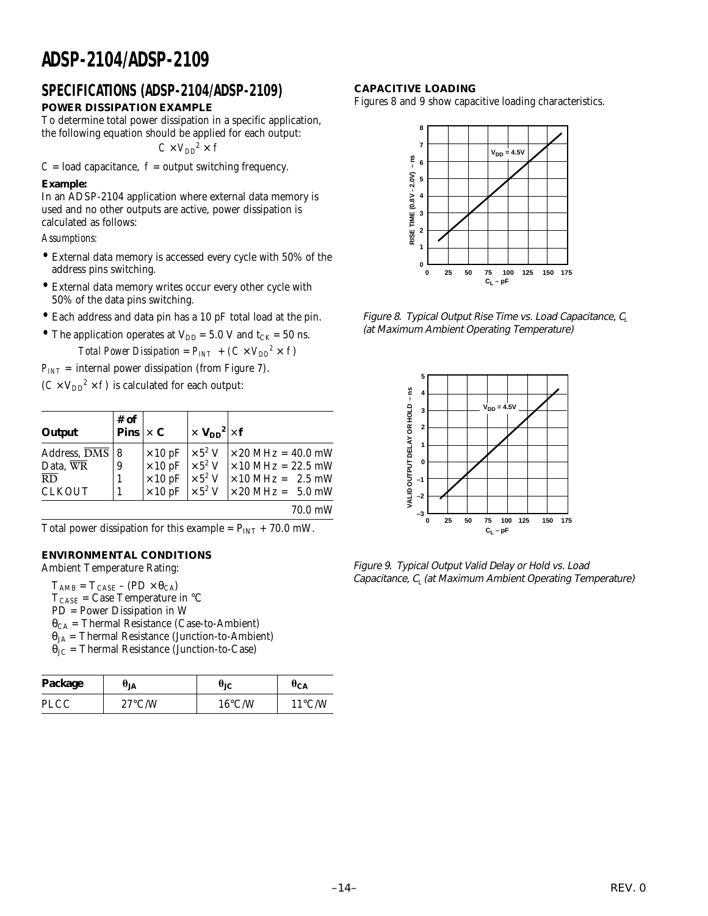# ADSP-2104/ADSP-2109

## SPECIFICATIONS (ADSP-2104/ADSP-2109)

### POWER DISSIPATION EXAMPLE

To determine total power dissipation in a specific application, the following equation should be applied for each output:

$$C \times V_{DD}^2 \times f$$

$C$ = load capacitance, $f$ = output switching frequency.

**Example:**

In an ADSP-2104 application where external data memory is used and no other outputs are active, power dissipation is calculated as follows:

*Assumptions:*

- External data memory is accessed every cycle with 50% of the address pins switching.
- External data memory writes occur every other cycle with 50% of the data pins switching.
- Each address and data pin has a 10 pF total load at the pin.
- The application operates at $V_{DD}$ = 5.0 V and $t_{CK}$ = 50 ns.

$$\text{Total Power Dissipation} = P_{INT} + (C \times V_{DD}^2 \times f)$$

$P_{INT}$ = internal power dissipation (from Figure 7).

$(C \times V_{DD}^2 \times f)$ is calculated for each output:

| Output | # of Pins | × C | × $V_{DD}^2$ | × f |
|---|---|---|---|---|
| Address, $\overline{DMS}$ | 8 | × 10 pF | × $5^2$ V | × 20 MHz = 40.0 mW |
| Data, $\overline{WR}$ | 9 | × 10 pF | × $5^2$ V | × 10 MHz = 22.5 mW |
| $\overline{RD}$ | 1 | × 10 pF | × $5^2$ V | × 10 MHz = 2.5 mW |
| CLKOUT | 1 | × 10 pF | × $5^2$ V | × 20 MHz = 5.0 mW |
| | | | | 70.0 mW |

Total power dissipation for this example = $P_{INT}$ + 70.0 mW.

### ENVIRONMENTAL CONDITIONS

Ambient Temperature Rating:

$T_{AMB} = T_{CASE} - (PD \times \theta_{CA})$
$T_{CASE}$ = Case Temperature in °C
PD = Power Dissipation in W
$\theta_{CA}$ = Thermal Resistance (Case-to-Ambient)
$\theta_{JA}$ = Thermal Resistance (Junction-to-Ambient)
$\theta_{JC}$ = Thermal Resistance (Junction-to-Case)

| Package | $\theta_{JA}$ | $\theta_{JC}$ | $\theta_{CA}$ |
|---|---|---|---|
| PLCC | 27°C/W | 16°C/W | 11°C/W |

### CAPACITIVE LOADING

Figures 8 and 9 show capacitive loading characteristics.

Figure 8. Typical Output Rise Time vs. Load Capacitance, $C_L$ (at Maximum Ambient Operating Temperature)

Figure 9. Typical Output Valid Delay or Hold vs. Load Capacitance, $C_L$ (at Maximum Ambient Operating Temperature)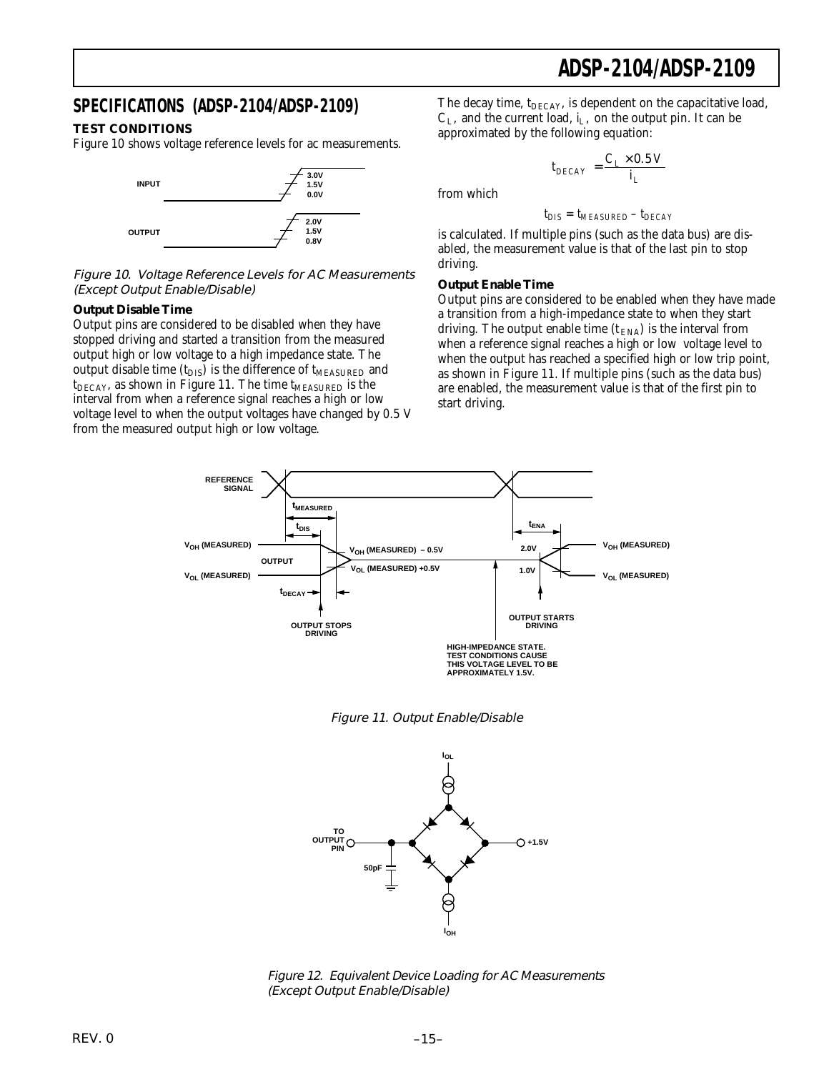## SPECIFICATIONS (ADSP-2104/ADSP-2109)

### TEST CONDITIONS

Figure 10 shows voltage reference levels for ac measurements.

*Figure 10. Voltage Reference Levels for AC Measurements (Except Output Enable/Disable)*

**Output Disable Time**

Output pins are considered to be disabled when they have stopped driving and started a transition from the measured output high or low voltage to a high impedance state. The output disable time ($t_{DIS}$) is the difference of $t_{MEASURED}$ and $t_{DECAY}$, as shown in Figure 11. The time $t_{MEASURED}$ is the interval from when a reference signal reaches a high or low voltage level to when the output voltages have changed by 0.5 V from the measured output high or low voltage.

The decay time, $t_{DECAY}$, is dependent on the capacitative load, $C_L$, and the current load, $i_L$, on the output pin. It can be approximated by the following equation:

$$t_{DECAY} = \frac{C_L \times 0.5\,V}{i_L}$$

from which

$$t_{DIS} = t_{MEASURED} - t_{DECAY}$$

is calculated. If multiple pins (such as the data bus) are disabled, the measurement value is that of the last pin to stop driving.

**Output Enable Time**

Output pins are considered to be enabled when they have made a transition from a high-impedance state to when they start driving. The output enable time ($t_{ENA}$) is the interval from when a reference signal reaches a high or low voltage level to when the output has reached a specified high or low trip point, as shown in Figure 11. If multiple pins (such as the data bus) are enabled, the measurement value is that of the first pin to start driving.

*Figure 11. Output Enable/Disable*

*Figure 12. Equivalent Device Loading for AC Measurements (Except Output Enable/Disable)*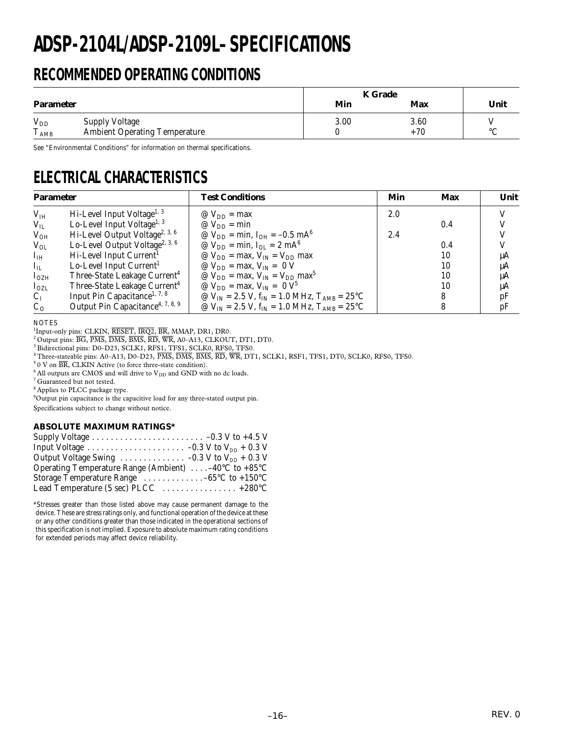# ADSP-2104L/ADSP-2109L–SPECIFICATIONS

## RECOMMENDED OPERATING CONDITIONS

| Parameter | | K Grade Min | K Grade Max | Unit |
|---|---|---|---|---|
| $V_{DD}$ | Supply Voltage | 3.00 | 3.60 | V |
| $T_{AMB}$ | Ambient Operating Temperature | 0 | +70 | °C |

See "Environmental Conditions" for information on thermal specifications.

## ELECTRICAL CHARACTERISTICS

| Parameter | | Test Conditions | Min | Max | Unit |
|---|---|---|---|---|---|
| $V_{IH}$ | Hi-Level Input Voltage[1, 3] | @ $V_{DD}$ = max | 2.0 | | V |
| $V_{IL}$ | Lo-Level Input Voltage[1, 3] | @ $V_{DD}$ = min | | 0.4 | V |
| $V_{OH}$ | Hi-Level Output Voltage[2, 3, 6] | @ $V_{DD}$ = min, $I_{OH}$ = –0.5 mA[6] | 2.4 | | V |
| $V_{OL}$ | Lo-Level Output Voltage[2, 3, 6] | @ $V_{DD}$ = min, $I_{OL}$ = 2 mA[6] | | 0.4 | V |
| $I_{IH}$ | Hi-Level Input Current[1] | @ $V_{DD}$ = max, $V_{IN}$ = $V_{DD}$ max | | 10 | μA |
| $I_{IL}$ | Lo-Level Input Current[1] | @ $V_{DD}$ = max, $V_{IN}$ = 0 V | | 10 | μA |
| $I_{OZH}$ | Three-State Leakage Current[4] | @ $V_{DD}$ = max, $V_{IN}$ = $V_{DD}$ max[5] | | 10 | μA |
| $I_{OZL}$ | Three-State Leakage Current[4] | @ $V_{DD}$ = max, $V_{IN}$ = 0 V[5] | | 10 | μA |
| $C_I$ | Input Pin Capacitance[1, 7, 8] | @ $V_{IN}$ = 2.5 V, $f_{IN}$ = 1.0 MHz, $T_{AMB}$ = 25°C | | 8 | pF |
| $C_O$ | Output Pin Capacitance[4, 7, 8, 9] | @ $V_{IN}$ = 2.5 V, $f_{IN}$ = 1.0 MHz, $T_{AMB}$ = 25°C | | 8 | pF |

NOTES

[1] Input-only pins: CLKIN, $\overline{\text{RESET}}$, $\overline{\text{IRQ2}}$, $\overline{\text{BR}}$, MMAP, DR1, DR0.

[2] Output pins: $\overline{\text{BG}}$, $\overline{\text{PMS}}$, $\overline{\text{DMS}}$, $\overline{\text{BMS}}$, $\overline{\text{RD}}$, $\overline{\text{WR}}$, A0–A13, CLKOUT, DT1, DT0.

[3] Bidirectional pins: D0–D23, SCLK1, RFS1, TFS1, SCLK0, RFS0, TFS0.

[4] Three-stateable pins: A0–A13, D0–D23, $\overline{\text{PMS}}$, $\overline{\text{DMS}}$, $\overline{\text{BMS}}$, $\overline{\text{RD}}$, $\overline{\text{WR}}$, DT1, SCLK1, RSF1, TFS1, DT0, SCLK0, RFS0, TFS0.

[5] 0 V on $\overline{\text{BR}}$, CLKIN Active (to force three-state condition).

[6] All outputs are CMOS and will drive to $V_{DD}$ and GND with no dc loads.

[7] Guaranteed but not tested.

[8] Applies to PLCC package type.

[9] Output pin capacitance is the capacitive load for any three-stated output pin.

Specifications subject to change without notice.

### ABSOLUTE MAXIMUM RATINGS*

Supply Voltage . . . . . . . . . . . . . . . . . . . . . . . . –0.3 V to +4.5 V
Input Voltage . . . . . . . . . . . . . . . . . . . . . –0.3 V to $V_{DD}$ + 0.3 V
Output Voltage Swing . . . . . . . . . . . . . . –0.3 V to $V_{DD}$ + 0.3 V
Operating Temperature Range (Ambient) . . . . –40°C to +85°C
Storage Temperature Range . . . . . . . . . . . . –65°C to +150°C
Lead Temperature (5 sec) PLCC . . . . . . . . . . . . . . . . +280°C

*Stresses greater than those listed above may cause permanent damage to the device. These are stress ratings only, and functional operation of the device at these or any other conditions greater than those indicated in the operational sections of this specification is not implied. Exposure to absolute maximum rating conditions for extended periods may affect device reliability.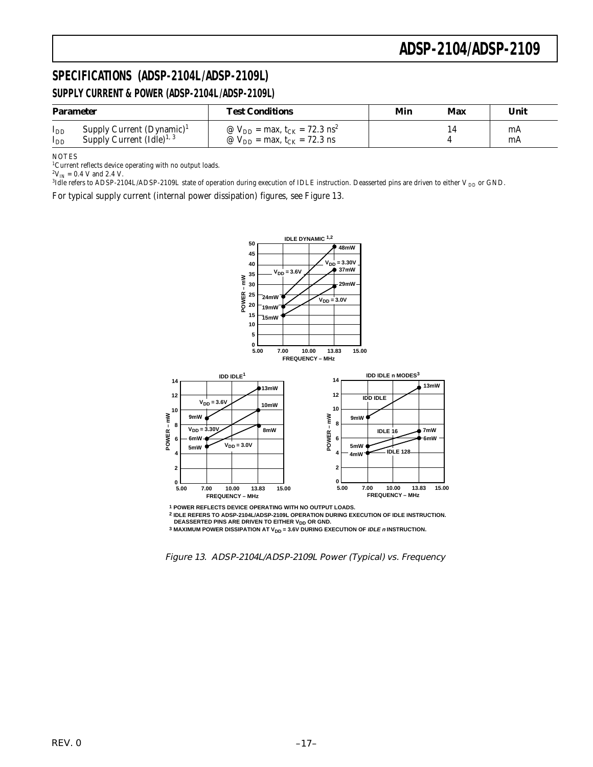## SPECIFICATIONS (ADSP-2104L/ADSP-2109L)

### SUPPLY CURRENT & POWER (ADSP-2104L/ADSP-2109L)

| Parameter | | Test Conditions | Min | Max | Unit |
|---|---|---|---|---|---|
| $I_{DD}$ | Supply Current (Dynamic)[1] | @ $V_{DD}$ = max, $t_{CK}$ = 72.3 ns[2] | | 14 | mA |
| $I_{DD}$ | Supply Current (Idle)[1, 3] | @ $V_{DD}$ = max, $t_{CK}$ = 72.3 ns | | 4 | mA |

NOTES

[1]Current reflects device operating with no output loads.

[2]$V_{IN}$ = 0.4 V and 2.4 V.

[3]Idle refers to ADSP-2104L/ADSP-2109L state of operation during execution of IDLE instruction. Deasserted pins are driven to either $V_{DD}$ or GND.

For typical supply current (internal power dissipation) figures, see Figure 13.

IDLE DYNAMIC[1,2]: POWER – mW vs. FREQUENCY – MHz. $V_{DD}$ = 3.6V: 24mW (7.00 MHz), 48mW (13.83 MHz); $V_{DD}$ = 3.30V: 19mW, 37mW; $V_{DD}$ = 3.0V: 15mW, 29mW.

IDD IDLE[1]: $V_{DD}$ = 3.6V: 9mW, 13mW; $V_{DD}$ = 3.30V: 6mW, 10mW; $V_{DD}$ = 3.0V: 5mW, 8mW.

IDD IDLE n MODES[3]: IDD IDLE: 9mW, 13mW; IDLE 16: 5mW, 7mW; IDLE 128: 4mW, 6mW.

[1] POWER REFLECTS DEVICE OPERATING WITH NO OUTPUT LOADS.

[2] IDLE REFERS TO ADSP-2104L/ADSP-2109L OPERATION DURING EXECUTION OF IDLE INSTRUCTION. DEASSERTED PINS ARE DRIVEN TO EITHER $V_{DD}$ OR GND.

[3] MAXIMUM POWER DISSIPATION AT $V_{DD}$ = 3.6V DURING EXECUTION OF *IDLE n* INSTRUCTION.

*Figure 13. ADSP-2104L/ADSP-2109L Power (Typical) vs. Frequency*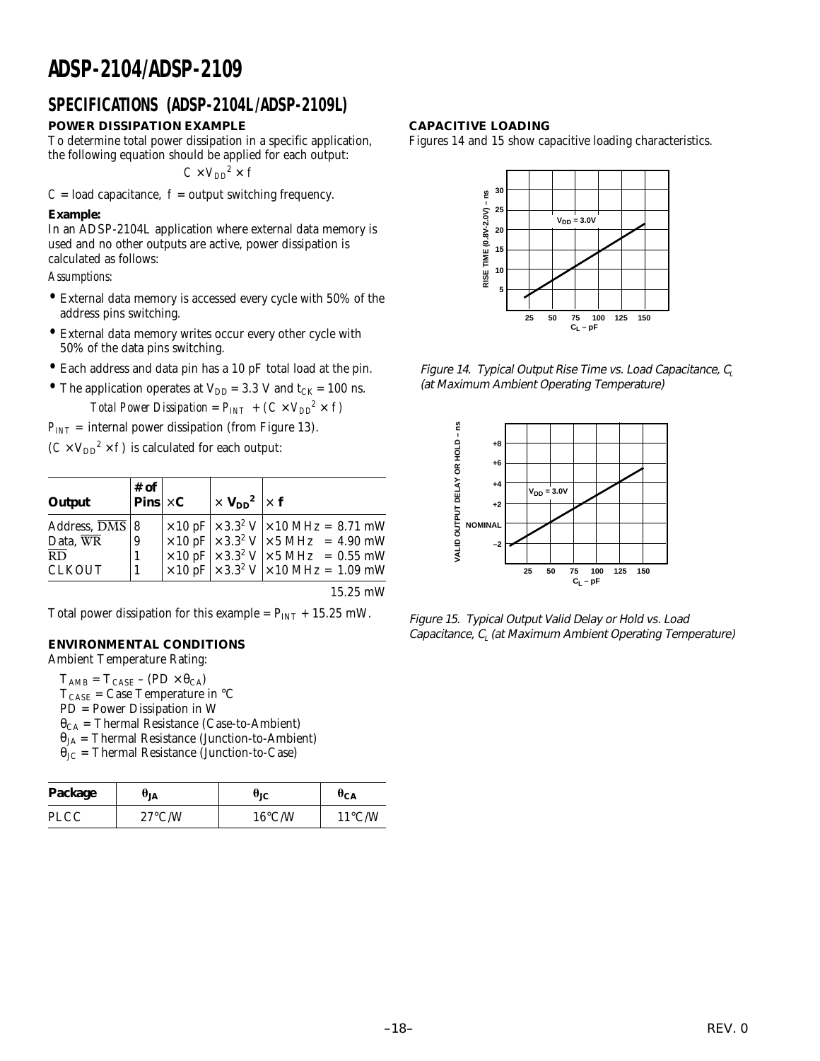## SPECIFICATIONS (ADSP-2104L/ADSP-2109L)

### POWER DISSIPATION EXAMPLE

To determine total power dissipation in a specific application, the following equation should be applied for each output:

$$C \times V_{DD}^2 \times f$$

$C$ = load capacitance, $f$ = output switching frequency.

**Example:**

In an ADSP-2104L application where external data memory is used and no other outputs are active, power dissipation is calculated as follows:

*Assumptions:*

- External data memory is accessed every cycle with 50% of the address pins switching.
- External data memory writes occur every other cycle with 50% of the data pins switching.
- Each address and data pin has a 10 pF total load at the pin.
- The application operates at $V_{DD}$ = 3.3 V and $t_{CK}$ = 100 ns.

$$\textit{Total Power Dissipation} = P_{INT} + (C \times V_{DD}^2 \times f)$$

$P_{INT}$ = internal power dissipation (from Figure 13).

$(C \times V_{DD}^2 \times f)$ is calculated for each output:

| Output | # of Pins | × C | × $V_{DD}^2$ | × f |
|---|---|---|---|---|
| Address, $\overline{DMS}$ | 8 | × 10 pF | × 3.3² V | × 10 MHz = 8.71 mW |
| Data, $\overline{WR}$ | 9 | × 10 pF | × 3.3² V | × 5 MHz = 4.90 mW |
| $\overline{RD}$ | 1 | × 10 pF | × 3.3² V | × 5 MHz = 0.55 mW |
| CLKOUT | 1 | × 10 pF | × 3.3² V | × 10 MHz = 1.09 mW |
| | | | | 15.25 mW |

Total power dissipation for this example = $P_{INT}$ + 15.25 mW.

### ENVIRONMENTAL CONDITIONS

Ambient Temperature Rating:

$T_{AMB} = T_{CASE} - (PD \times \theta_{CA})$
$T_{CASE}$ = Case Temperature in °C
$PD$ = Power Dissipation in W
$\theta_{CA}$ = Thermal Resistance (Case-to-Ambient)
$\theta_{JA}$ = Thermal Resistance (Junction-to-Ambient)
$\theta_{JC}$ = Thermal Resistance (Junction-to-Case)

| Package | $\theta_{JA}$ | $\theta_{JC}$ | $\theta_{CA}$ |
|---|---|---|---|
| PLCC | 27°C/W | 16°C/W | 11°C/W |

### CAPACITIVE LOADING

Figures 14 and 15 show capacitive loading characteristics.

*Figure 14. Typical Output Rise Time vs. Load Capacitance, $C_L$ (at Maximum Ambient Operating Temperature)*

*Figure 15. Typical Output Valid Delay or Hold vs. Load Capacitance, $C_L$ (at Maximum Ambient Operating Temperature)*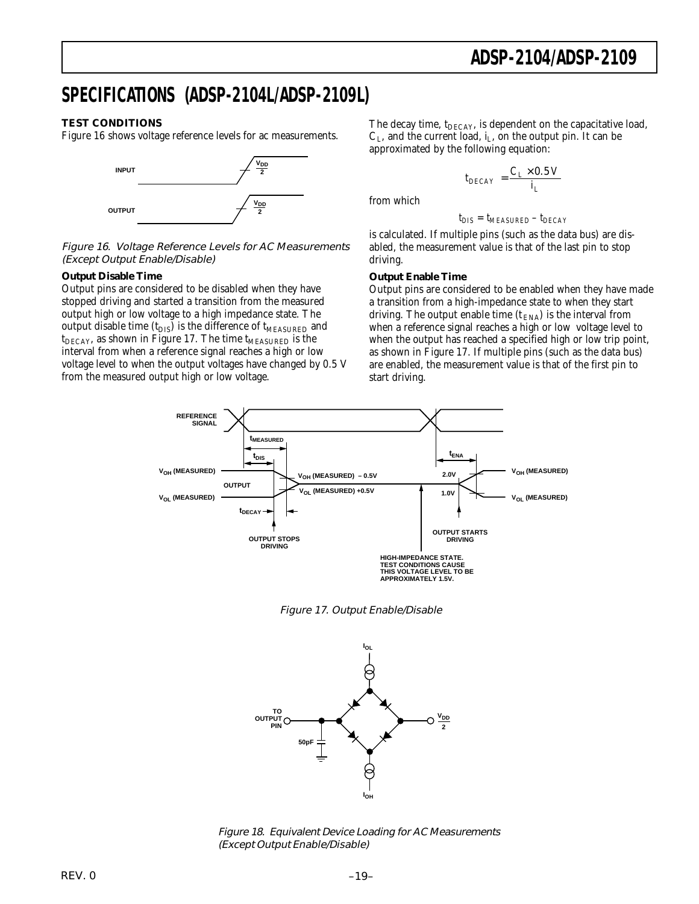# SPECIFICATIONS (ADSP-2104L/ADSP-2109L)

### TEST CONDITIONS

Figure 16 shows voltage reference levels for ac measurements.

*Figure 16. Voltage Reference Levels for AC Measurements (Except Output Enable/Disable)*

**Output Disable Time**

Output pins are considered to be disabled when they have stopped driving and started a transition from the measured output high or low voltage to a high impedance state. The output disable time ($t_{DIS}$) is the difference of $t_{MEASURED}$ and $t_{DECAY}$, as shown in Figure 17. The time $t_{MEASURED}$ is the interval from when a reference signal reaches a high or low voltage level to when the output voltages have changed by 0.5 V from the measured output high or low voltage.

The decay time, $t_{DECAY}$, is dependent on the capacitative load, $C_L$, and the current load, $i_L$, on the output pin. It can be approximated by the following equation:

$$t_{DECAY} = \frac{C_L \times 0.5\,V}{i_L}$$

from which

$$t_{DIS} = t_{MEASURED} - t_{DECAY}$$

is calculated. If multiple pins (such as the data bus) are disabled, the measurement value is that of the last pin to stop driving.

**Output Enable Time**

Output pins are considered to be enabled when they have made a transition from a high-impedance state to when they start driving. The output enable time ($t_{ENA}$) is the interval from when a reference signal reaches a high or low voltage level to when the output has reached a specified high or low trip point, as shown in Figure 17. If multiple pins (such as the data bus) are enabled, the measurement value is that of the first pin to start driving.

*Figure 17. Output Enable/Disable*

*Figure 18. Equivalent Device Loading for AC Measurements (Except Output Enable/Disable)*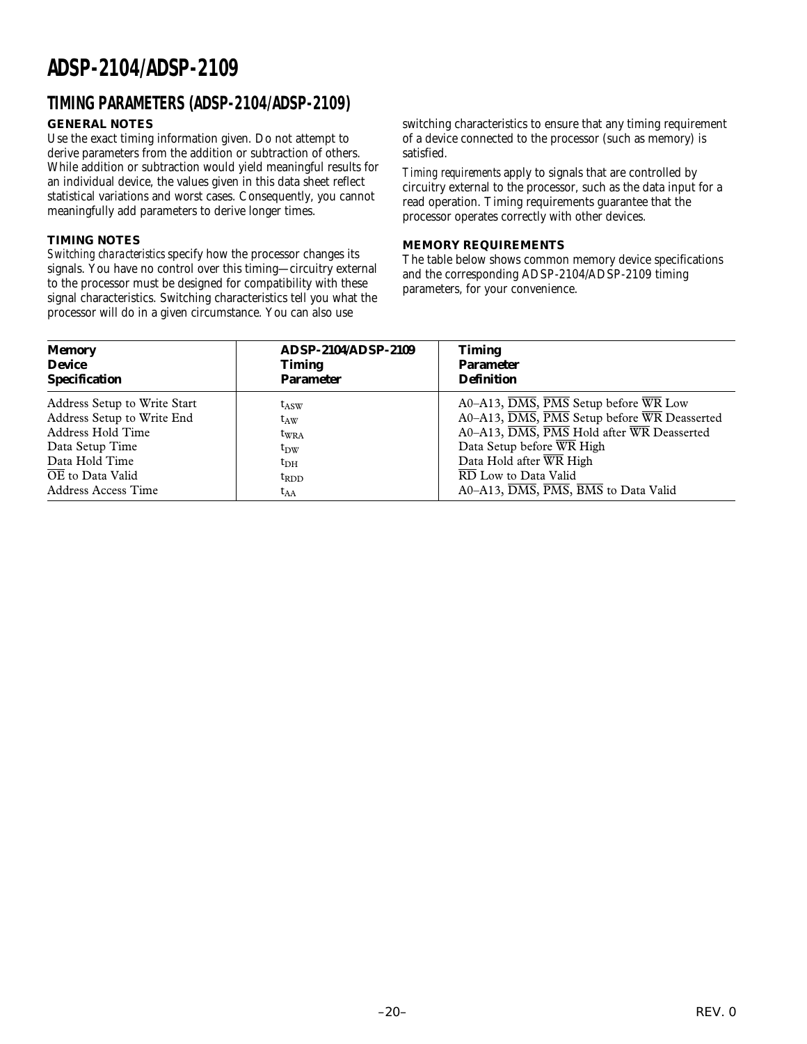## TIMING PARAMETERS (ADSP-2104/ADSP-2109)

### GENERAL NOTES

Use the exact timing information given. Do not attempt to derive parameters from the addition or subtraction of others. While addition or subtraction would yield meaningful results for an individual device, the values given in this data sheet reflect statistical variations and worst cases. Consequently, you cannot meaningfully add parameters to derive longer times.

### TIMING NOTES

*Switching characteristics* specify how the processor changes its signals. You have no control over this timing—circuitry external to the processor must be designed for compatibility with these signal characteristics. Switching characteristics tell you what the processor will do in a given circumstance. You can also use switching characteristics to ensure that any timing requirement of a device connected to the processor (such as memory) is satisfied.

*Timing requirements* apply to signals that are controlled by circuitry external to the processor, such as the data input for a read operation. Timing requirements guarantee that the processor operates correctly with other devices.

### MEMORY REQUIREMENTS

The table below shows common memory device specifications and the corresponding ADSP-2104/ADSP-2109 timing parameters, for your convenience.

| Memory Device Specification | ADSP-2104/ADSP-2109 Timing Parameter | Timing Parameter Definition |
|---|---|---|
| Address Setup to Write Start | $t_{ASW}$ | A0–A13, $\overline{DMS}$, $\overline{PMS}$ Setup before $\overline{WR}$ Low |
| Address Setup to Write End | $t_{AW}$ | A0–A13, $\overline{DMS}$, $\overline{PMS}$ Setup before $\overline{WR}$ Deasserted |
| Address Hold Time | $t_{WRA}$ | A0–A13, $\overline{DMS}$, $\overline{PMS}$ Hold after $\overline{WR}$ Deasserted |
| Data Setup Time | $t_{DW}$ | Data Setup before $\overline{WR}$ High |
| Data Hold Time | $t_{DH}$ | Data Hold after $\overline{WR}$ High |
| $\overline{OE}$ to Data Valid | $t_{RDD}$ | $\overline{RD}$ Low to Data Valid |
| Address Access Time | $t_{AA}$ | A0–A13, $\overline{DMS}$, $\overline{PMS}$, $\overline{BMS}$ to Data Valid |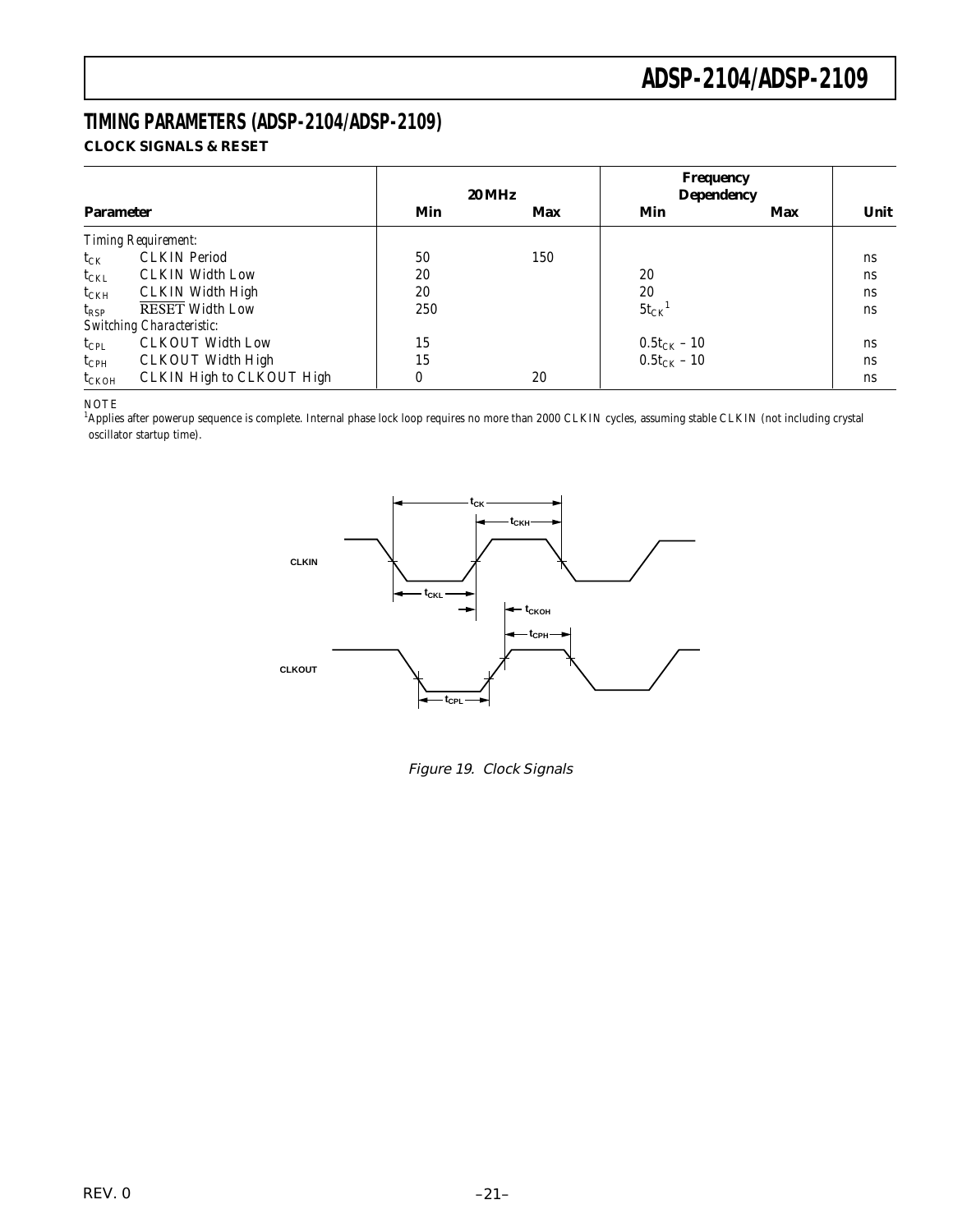## TIMING PARAMETERS (ADSP-2104/ADSP-2109)

### CLOCK SIGNALS & RESET

| Parameter | | 20 MHz Min | 20 MHz Max | Frequency Dependency Min | Frequency Dependency Max | Unit |
|---|---|---|---|---|---|---|
| *Timing Requirement:* | | | | | | |
| $t_{CK}$ | CLKIN Period | 50 | 150 | | | ns |
| $t_{CKL}$ | CLKIN Width Low | 20 | | 20 | | ns |
| $t_{CKH}$ | CLKIN Width High | 20 | | 20 | | ns |
| $t_{RSP}$ | $\overline{\text{RESET}}$ Width Low | 250 | | $5t_{CK}$[1] | | ns |
| *Switching Characteristic:* | | | | | | |
| $t_{CPL}$ | CLKOUT Width Low | 15 | | $0.5t_{CK} - 10$ | | ns |
| $t_{CPH}$ | CLKOUT Width High | 15 | | $0.5t_{CK} - 10$ | | ns |
| $t_{CKOH}$ | CLKIN High to CLKOUT High | 0 | 20 | | | ns |

NOTE
[1]Applies after powerup sequence is complete. Internal phase lock loop requires no more than 2000 CLKIN cycles, assuming stable CLKIN (not including crystal oscillator startup time).

Figure 19. Clock Signals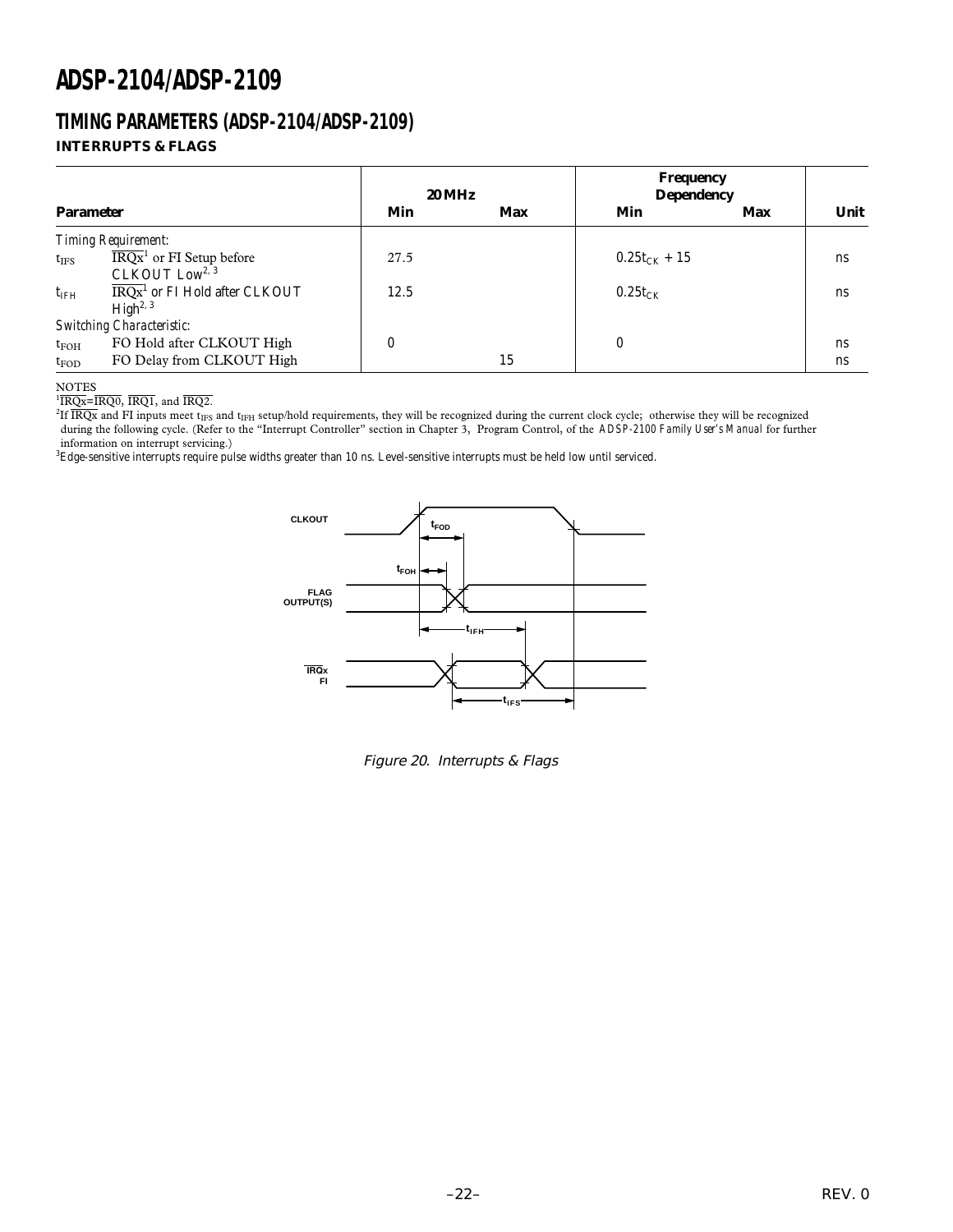## TIMING PARAMETERS (ADSP-2104/ADSP-2109)

### INTERRUPTS & FLAGS

| Parameter | | 20 MHz Min | 20 MHz Max | Frequency Dependency Min | Frequency Dependency Max | Unit |
|---|---|---|---|---|---|---|
| *Timing Requirement:* | | | | | | |
| $t_{IFS}$ | $\overline{IRQx}$[1] or FI Setup before CLKOUT Low[2, 3] | 27.5 | | $0.25t_{CK} + 15$ | | ns |
| $t_{IFH}$ | $\overline{IRQx}$[1] or FI Hold after CLKOUT High[2, 3] | 12.5 | | $0.25t_{CK}$ | | ns |
| *Switching Characteristic:* | | | | | | |
| $t_{FOH}$ | FO Hold after CLKOUT High | 0 | | 0 | | ns |
| $t_{FOD}$ | FO Delay from CLKOUT High | | 15 | | | ns |

NOTES

[1] $\overline{IRQx}$=$\overline{IRQ0}$, $\overline{IRQ1}$, and $\overline{IRQ2}$.

[2] If $\overline{IRQx}$ and FI inputs meet $t_{IFS}$ and $t_{IFH}$ setup/hold requirements, they will be recognized during the current clock cycle; otherwise they will be recognized during the following cycle. (Refer to the "Interrupt Controller" section in Chapter 3, Program Control, of the *ADSP-2100 Family User's Manual* for further information on interrupt servicing.)

[3] Edge-sensitive interrupts require pulse widths greater than 10 ns. Level-sensitive interrupts must be held low until serviced.

*Figure 20. Interrupts & Flags*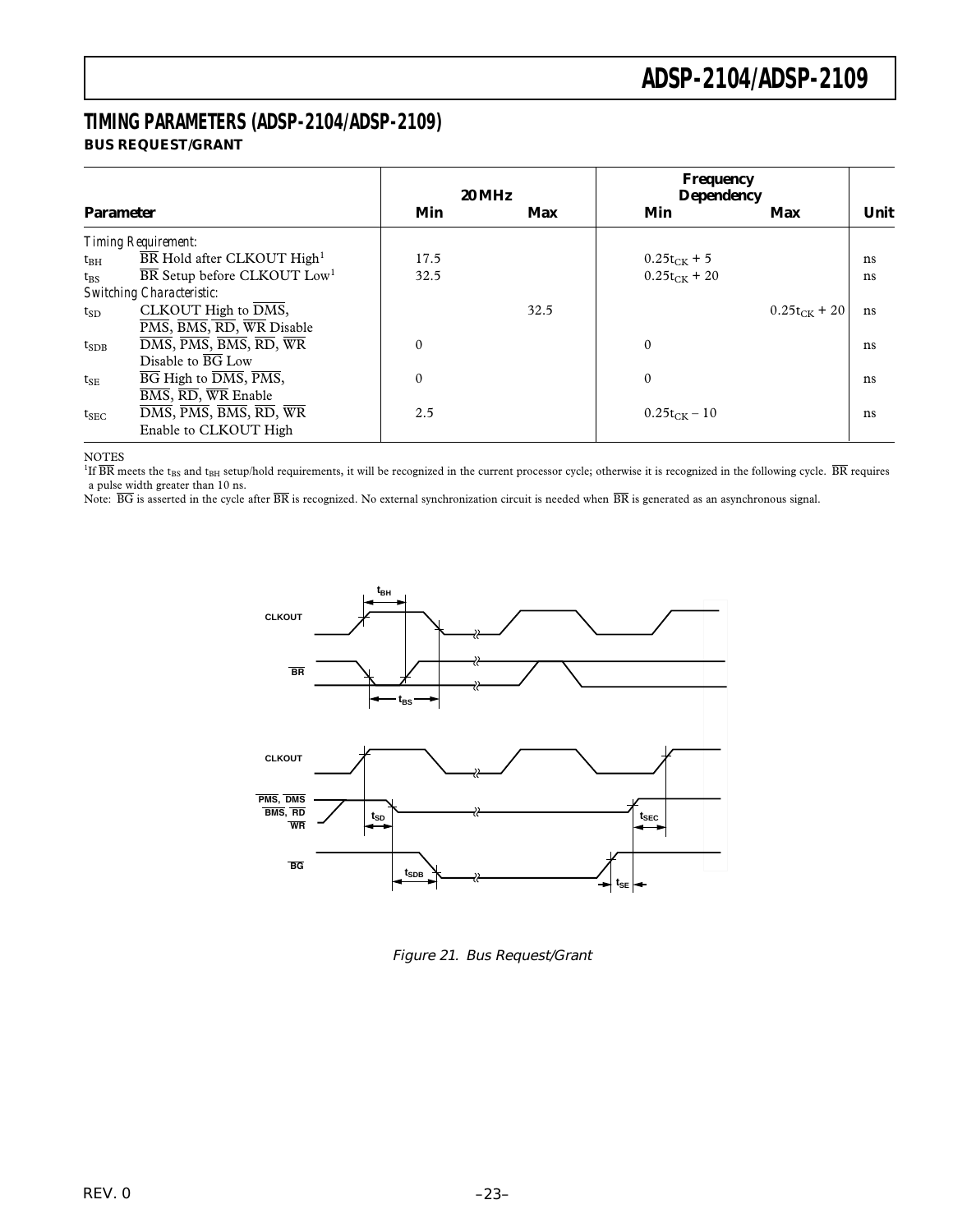## TIMING PARAMETERS (ADSP-2104/ADSP-2109)

### BUS REQUEST/GRANT

| Parameter | | 20 MHz Min | 20 MHz Max | Frequency Dependency Min | Frequency Dependency Max | Unit |
|---|---|---|---|---|---|---|
| *Timing Requirement:* | | | | | | |
| $t_{BH}$ | $\overline{\text{BR}}$ Hold after CLKOUT High[1] | 17.5 | | $0.25t_{CK} + 5$ | | ns |
| $t_{BS}$ | $\overline{\text{BR}}$ Setup before CLKOUT Low[1] | 32.5 | | $0.25t_{CK} + 20$ | | ns |
| *Switching Characteristic:* | | | | | | |
| $t_{SD}$ | CLKOUT High to $\overline{\text{DMS}}$, $\overline{\text{PMS}}$, $\overline{\text{BMS}}$, $\overline{\text{RD}}$, $\overline{\text{WR}}$ Disable | | 32.5 | | $0.25t_{CK} + 20$ | ns |
| $t_{SDB}$ | $\overline{\text{DMS}}$, $\overline{\text{PMS}}$, $\overline{\text{BMS}}$, $\overline{\text{RD}}$, $\overline{\text{WR}}$ Disable to $\overline{\text{BG}}$ Low | 0 | | 0 | | ns |
| $t_{SE}$ | $\overline{\text{BG}}$ High to $\overline{\text{DMS}}$, $\overline{\text{PMS}}$, $\overline{\text{BMS}}$, $\overline{\text{RD}}$, $\overline{\text{WR}}$ Enable | 0 | | 0 | | ns |
| $t_{SEC}$ | $\overline{\text{DMS}}$, $\overline{\text{PMS}}$, $\overline{\text{BMS}}$, $\overline{\text{RD}}$, $\overline{\text{WR}}$ Enable to CLKOUT High | 2.5 | | $0.25t_{CK} - 10$ | | ns |

NOTES

[1]If $\overline{\text{BR}}$ meets the $t_{BS}$ and $t_{BH}$ setup/hold requirements, it will be recognized in the current processor cycle; otherwise it is recognized in the following cycle. $\overline{\text{BR}}$ requires a pulse width greater than 10 ns.

Note: $\overline{\text{BG}}$ is asserted in the cycle after $\overline{\text{BR}}$ is recognized. No external synchronization circuit is needed when $\overline{\text{BR}}$ is generated as an asynchronous signal.

Figure 21. Bus Request/Grant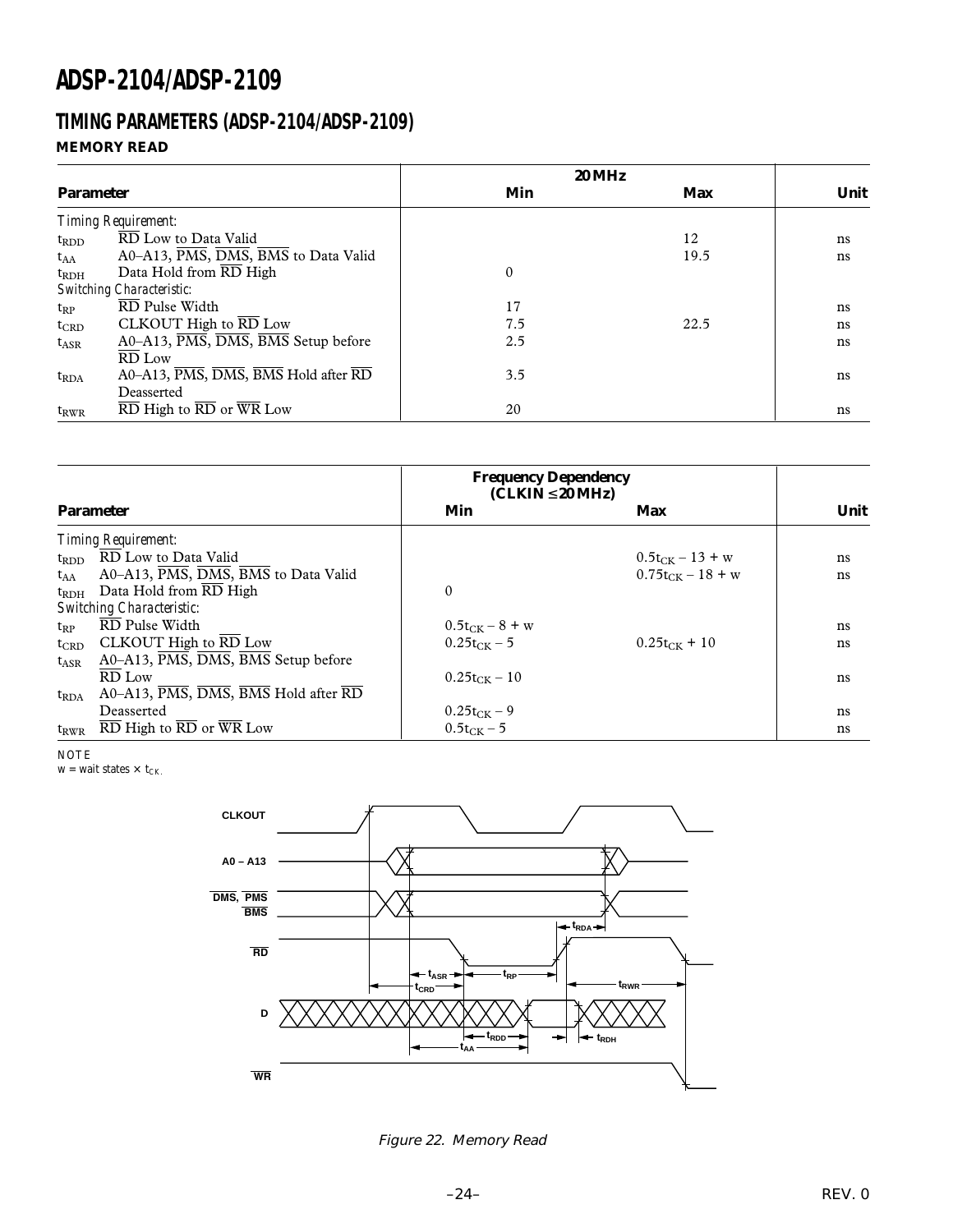# ADSP-2104/ADSP-2109

## TIMING PARAMETERS (ADSP-2104/ADSP-2109)

### MEMORY READ

| Parameter | | 20 MHz Min | 20 MHz Max | Unit |
|---|---|---|---|---|
| *Timing Requirement:* | | | | |
| $t_{RDD}$ | $\overline{RD}$ Low to Data Valid | | 12 | ns |
| $t_{AA}$ | A0–A13, $\overline{PMS}$, $\overline{DMS}$, $\overline{BMS}$ to Data Valid | | 19.5 | ns |
| $t_{RDH}$ | Data Hold from $\overline{RD}$ High | 0 | | |
| *Switching Characteristic:* | | | | |
| $t_{RP}$ | $\overline{RD}$ Pulse Width | 17 | | ns |
| $t_{CRD}$ | CLKOUT High to $\overline{RD}$ Low | 7.5 | 22.5 | ns |
| $t_{ASR}$ | A0–A13, $\overline{PMS}$, $\overline{DMS}$, $\overline{BMS}$ Setup before $\overline{RD}$ Low | 2.5 | | ns |
| $t_{RDA}$ | A0–A13, $\overline{PMS}$, $\overline{DMS}$, $\overline{BMS}$ Hold after $\overline{RD}$ Deasserted | 3.5 | | ns |
| $t_{RWR}$ | $\overline{RD}$ High to $\overline{RD}$ or $\overline{WR}$ Low | 20 | | ns |

| Parameter | | Frequency Dependency (CLKIN ≤ 20 MHz) Min | Frequency Dependency (CLKIN ≤ 20 MHz) Max | Unit |
|---|---|---|---|---|
| *Timing Requirement:* | | | | |
| $t_{RDD}$ | $\overline{RD}$ Low to Data Valid | | $0.5t_{CK} - 13 + w$ | ns |
| $t_{AA}$ | A0–A13, $\overline{PMS}$, $\overline{DMS}$, $\overline{BMS}$ to Data Valid | | $0.75t_{CK} - 18 + w$ | ns |
| $t_{RDH}$ | Data Hold from $\overline{RD}$ High | 0 | | |
| *Switching Characteristic:* | | | | |
| $t_{RP}$ | $\overline{RD}$ Pulse Width | $0.5t_{CK} - 8 + w$ | | ns |
| $t_{CRD}$ | CLKOUT High to $\overline{RD}$ Low | $0.25t_{CK} - 5$ | $0.25t_{CK} + 10$ | ns |
| $t_{ASR}$ | A0–A13, $\overline{PMS}$, $\overline{DMS}$, $\overline{BMS}$ Setup before $\overline{RD}$ Low | $0.25t_{CK} - 10$ | | ns |
| $t_{RDA}$ | A0–A13, $\overline{PMS}$, $\overline{DMS}$, $\overline{BMS}$ Hold after $\overline{RD}$ Deasserted | $0.25t_{CK} - 9$ | | ns |
| $t_{RWR}$ | $\overline{RD}$ High to $\overline{RD}$ or $\overline{WR}$ Low | $0.5t_{CK} - 5$ | | ns |

NOTE
w = wait states × $t_{CK}$.

*Figure 22. Memory Read*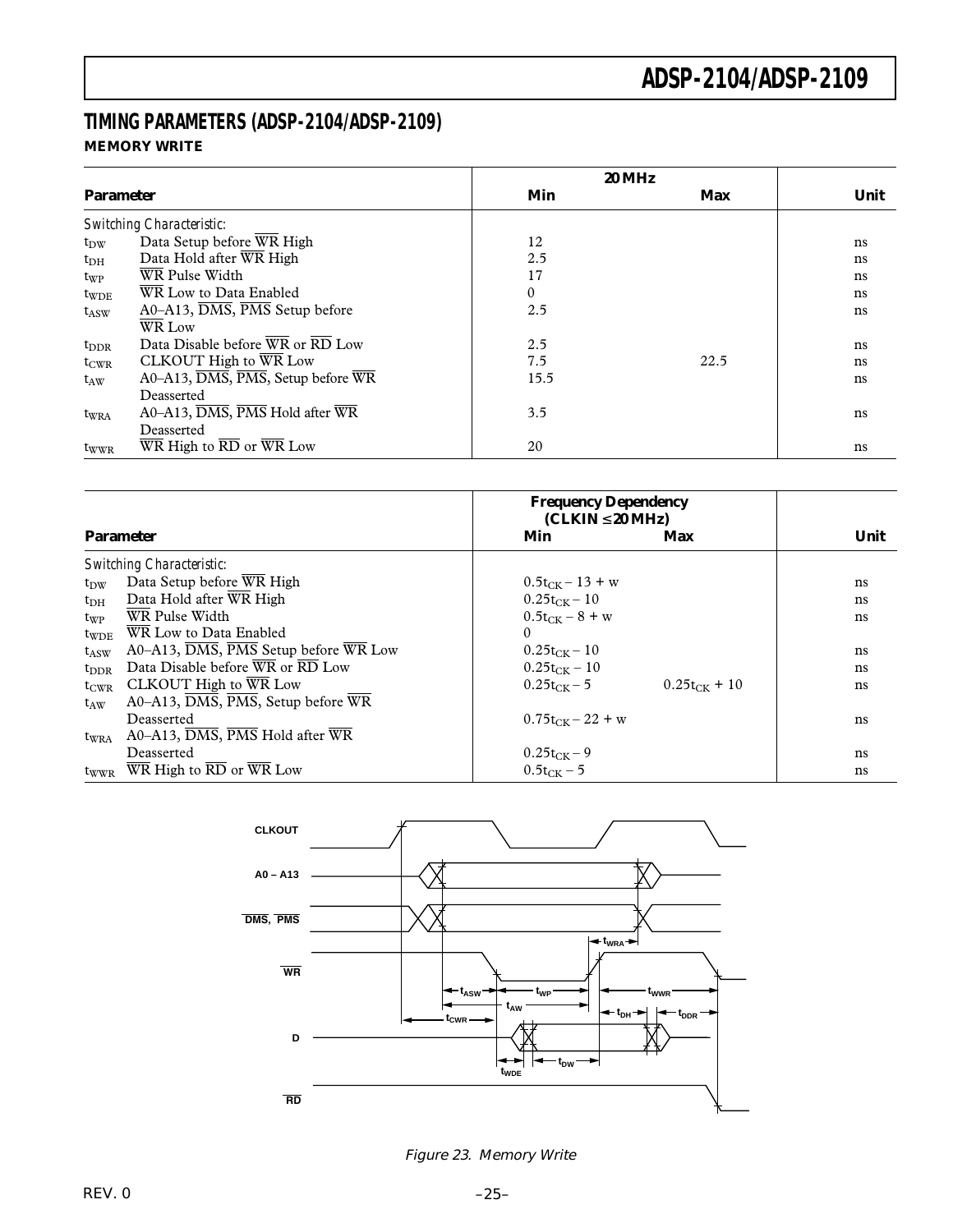## TIMING PARAMETERS (ADSP-2104/ADSP-2109)

### MEMORY WRITE

| Parameter | | 20 MHz Min | 20 MHz Max | Unit |
|---|---|---|---|---|
| *Switching Characteristic:* | | | | |
| $t_{DW}$ | Data Setup before $\overline{WR}$ High | 12 | | ns |
| $t_{DH}$ | Data Hold after $\overline{WR}$ High | 2.5 | | ns |
| $t_{WP}$ | $\overline{WR}$ Pulse Width | 17 | | ns |
| $t_{WDE}$ | $\overline{WR}$ Low to Data Enabled | 0 | | ns |
| $t_{ASW}$ | A0–A13, $\overline{DMS}$, $\overline{PMS}$ Setup before $\overline{WR}$ Low | 2.5 | | ns |
| $t_{DDR}$ | Data Disable before $\overline{WR}$ or $\overline{RD}$ Low | 2.5 | | ns |
| $t_{CWR}$ | CLKOUT High to $\overline{WR}$ Low | 7.5 | 22.5 | ns |
| $t_{AW}$ | A0–A13, $\overline{DMS}$, $\overline{PMS}$, Setup before $\overline{WR}$ Deasserted | 15.5 | | ns |
| $t_{WRA}$ | A0–A13, $\overline{DMS}$, $\overline{PMS}$ Hold after $\overline{WR}$ Deasserted | 3.5 | | ns |
| $t_{WWR}$ | $\overline{WR}$ High to $\overline{RD}$ or $\overline{WR}$ Low | 20 | | ns |

| Parameter | | Frequency Dependency (CLKIN ≤ 20 MHz) Min | Max | Unit |
|---|---|---|---|---|
| *Switching Characteristic:* | | | | |
| $t_{DW}$ | Data Setup before $\overline{WR}$ High | $0.5t_{CK} - 13 + w$ | | ns |
| $t_{DH}$ | Data Hold after $\overline{WR}$ High | $0.25t_{CK} - 10$ | | ns |
| $t_{WP}$ | $\overline{WR}$ Pulse Width | $0.5t_{CK} - 8 + w$ | | ns |
| $t_{WDE}$ | $\overline{WR}$ Low to Data Enabled | 0 | | |
| $t_{ASW}$ | A0–A13, $\overline{DMS}$, $\overline{PMS}$ Setup before $\overline{WR}$ Low | $0.25t_{CK} - 10$ | | ns |
| $t_{DDR}$ | Data Disable before $\overline{WR}$ or $\overline{RD}$ Low | $0.25t_{CK} - 10$ | | ns |
| $t_{CWR}$ | CLKOUT High to $\overline{WR}$ Low | $0.25t_{CK} - 5$ | $0.25t_{CK} + 10$ | ns |
| $t_{AW}$ | A0–A13, $\overline{DMS}$, $\overline{PMS}$, Setup before $\overline{WR}$ Deasserted | $0.75t_{CK} - 22 + w$ | | ns |
| $t_{WRA}$ | A0–A13, $\overline{DMS}$, $\overline{PMS}$ Hold after $\overline{WR}$ Deasserted | $0.25t_{CK} - 9$ | | ns |
| $t_{WWR}$ | $\overline{WR}$ High to $\overline{RD}$ or $\overline{WR}$ Low | $0.5t_{CK} - 5$ | | ns |

*Figure 23. Memory Write*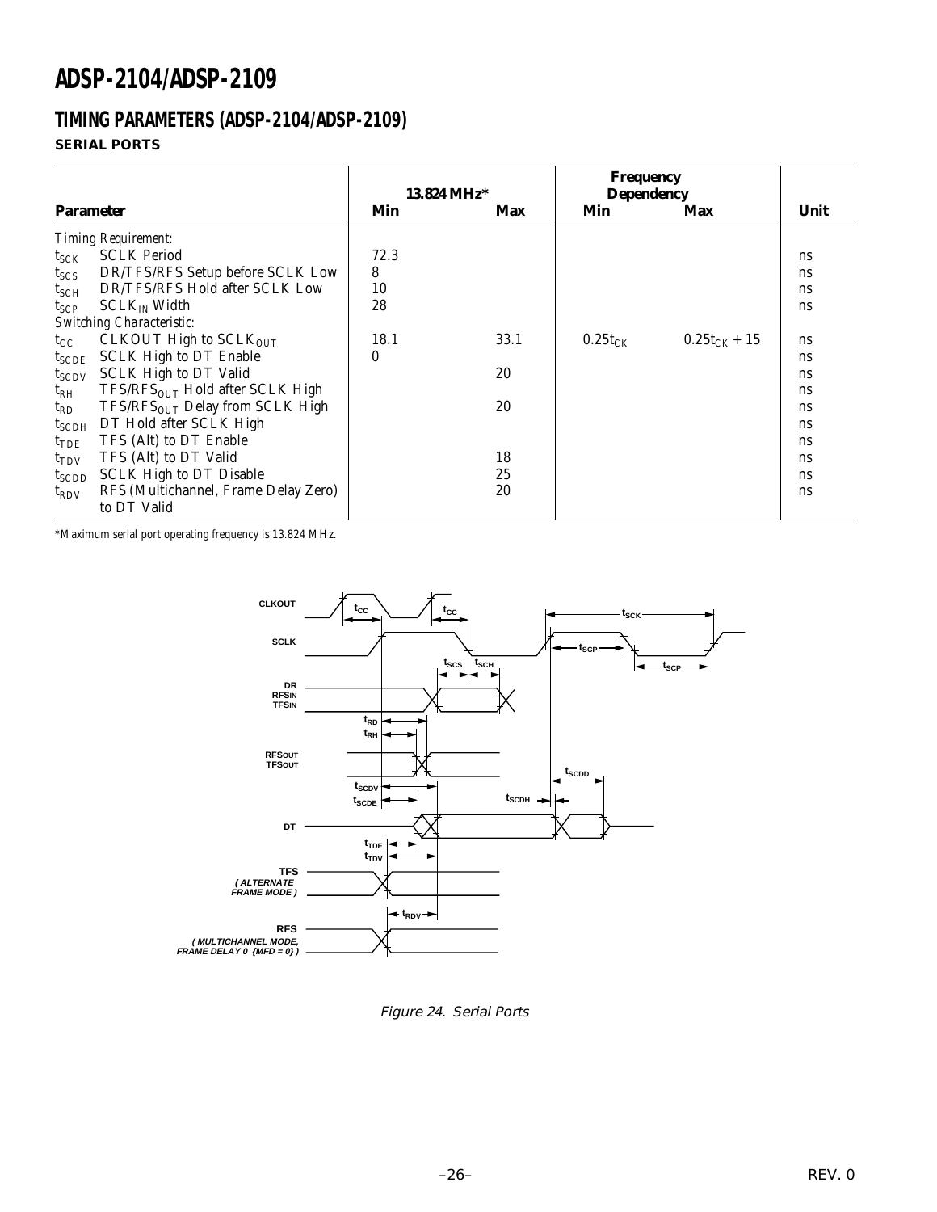# ADSP-2104/ADSP-2109

## TIMING PARAMETERS (ADSP-2104/ADSP-2109)

### SERIAL PORTS

| Parameter | | 13.824 MHz* Min | 13.824 MHz* Max | Frequency Dependency Min | Frequency Dependency Max | Unit |
|---|---|---|---|---|---|---|
| *Timing Requirement:* | | | | | | |
| $t_{SCK}$ | SCLK Period | 72.3 | | | | ns |
| $t_{SCS}$ | DR/TFS/RFS Setup before SCLK Low | 8 | | | | ns |
| $t_{SCH}$ | DR/TFS/RFS Hold after SCLK Low | 10 | | | | ns |
| $t_{SCP}$ | $SCLK_{IN}$ Width | 28 | | | | ns |
| *Switching Characteristic:* | | | | | | |
| $t_{CC}$ | CLKOUT High to $SCLK_{OUT}$ | 18.1 | 33.1 | $0.25t_{CK}$ | $0.25t_{CK} + 15$ | ns |
| $t_{SCDE}$ | SCLK High to DT Enable | 0 | | | | ns |
| $t_{SCDV}$ | SCLK High to DT Valid | | 20 | | | ns |
| $t_{RH}$ | $TFS/RFS_{OUT}$ Hold after SCLK High | | | | | ns |
| $t_{RD}$ | $TFS/RFS_{OUT}$ Delay from SCLK High | | 20 | | | ns |
| $t_{SCDH}$ | DT Hold after SCLK High | | | | | ns |
| $t_{TDE}$ | TFS (Alt) to DT Enable | | | | | ns |
| $t_{TDV}$ | TFS (Alt) to DT Valid | | 18 | | | ns |
| $t_{SCDD}$ | SCLK High to DT Disable | | 25 | | | ns |
| $t_{RDV}$ | RFS (Multichannel, Frame Delay Zero) to DT Valid | | 20 | | | ns |

*Maximum serial port operating frequency is 13.824 MHz.

Figure 24. Serial Ports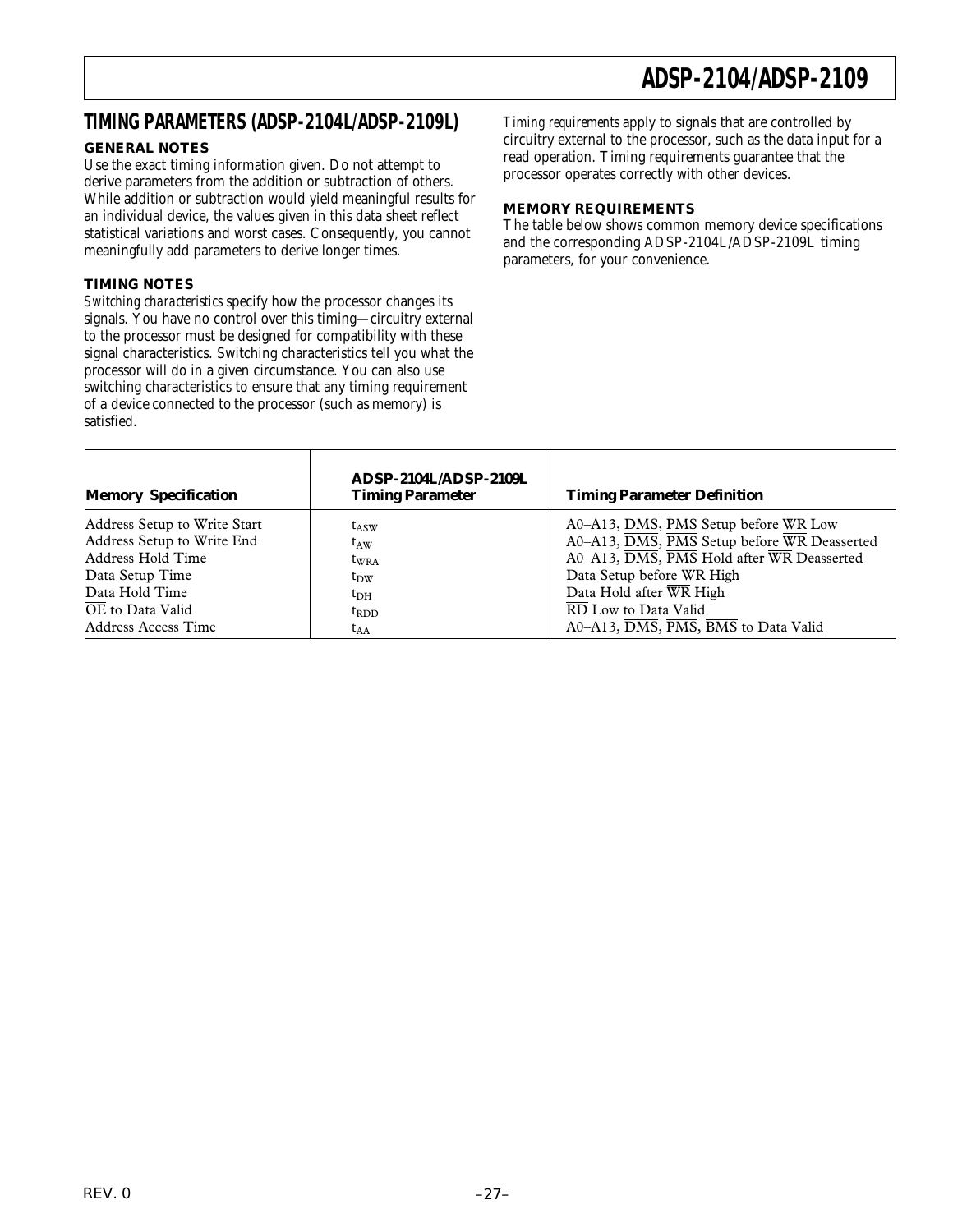## TIMING PARAMETERS (ADSP-2104L/ADSP-2109L)

### GENERAL NOTES

Use the exact timing information given. Do not attempt to derive parameters from the addition or subtraction of others. While addition or subtraction would yield meaningful results for an individual device, the values given in this data sheet reflect statistical variations and worst cases. Consequently, you cannot meaningfully add parameters to derive longer times.

### TIMING NOTES

*Switching characteristics* specify how the processor changes its signals. You have no control over this timing—circuitry external to the processor must be designed for compatibility with these signal characteristics. Switching characteristics tell you what the processor will do in a given circumstance. You can also use switching characteristics to ensure that any timing requirement of a device connected to the processor (such as memory) is satisfied.

*Timing requirements* apply to signals that are controlled by circuitry external to the processor, such as the data input for a read operation. Timing requirements guarantee that the processor operates correctly with other devices.

### MEMORY REQUIREMENTS

The table below shows common memory device specifications and the corresponding ADSP-2104L/ADSP-2109L timing parameters, for your convenience.

| Memory Specification | ADSP-2104L/ADSP-2109L Timing Parameter | Timing Parameter Definition |
|---|---|---|
| Address Setup to Write Start | $t_{ASW}$ | A0–A13, $\overline{DMS}$, $\overline{PMS}$ Setup before $\overline{WR}$ Low |
| Address Setup to Write End | $t_{AW}$ | A0–A13, $\overline{DMS}$, $\overline{PMS}$ Setup before $\overline{WR}$ Deasserted |
| Address Hold Time | $t_{WRA}$ | A0–A13, $\overline{DMS}$, $\overline{PMS}$ Hold after $\overline{WR}$ Deasserted |
| Data Setup Time | $t_{DW}$ | Data Setup before $\overline{WR}$ High |
| Data Hold Time | $t_{DH}$ | Data Hold after $\overline{WR}$ High |
| $\overline{OE}$ to Data Valid | $t_{RDD}$ | $\overline{RD}$ Low to Data Valid |
| Address Access Time | $t_{AA}$ | A0–A13, $\overline{DMS}$, $\overline{PMS}$, $\overline{BMS}$ to Data Valid |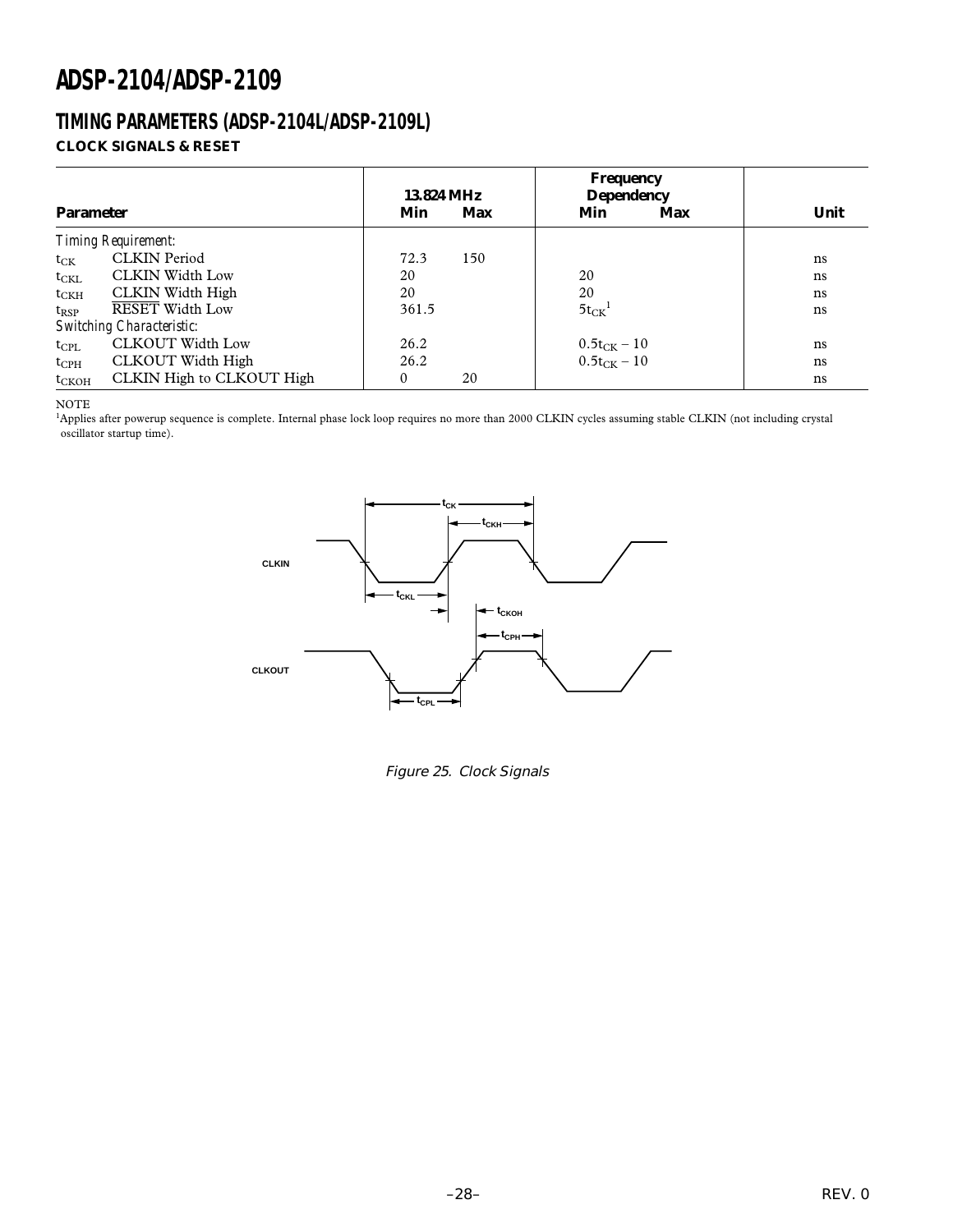## TIMING PARAMETERS (ADSP-2104L/ADSP-2109L)

### CLOCK SIGNALS & RESET

| Parameter | | 13.824 MHz Min | 13.824 MHz Max | Frequency Dependency Min | Frequency Dependency Max | Unit |
|---|---|---|---|---|---|---|
| *Timing Requirement:* | | | | | | |
| $t_{CK}$ | CLKIN Period | 72.3 | 150 | | | ns |
| $t_{CKL}$ | CLKIN Width Low | 20 | | 20 | | ns |
| $t_{CKH}$ | CLKIN Width High | 20 | | 20 | | ns |
| $t_{RSP}$ | $\overline{\text{RESET}}$ Width Low | 361.5 | | $5t_{CK}$[1] | | ns |
| *Switching Characteristic:* | | | | | | |
| $t_{CPL}$ | CLKOUT Width Low | 26.2 | | $0.5t_{CK} - 10$ | | ns |
| $t_{CPH}$ | CLKOUT Width High | 26.2 | | $0.5t_{CK} - 10$ | | ns |
| $t_{CKOH}$ | CLKIN High to CLKOUT High | 0 | 20 | | | ns |

NOTE

[1]Applies after powerup sequence is complete. Internal phase lock loop requires no more than 2000 CLKIN cycles assuming stable CLKIN (not including crystal oscillator startup time).

*Figure 25. Clock Signals*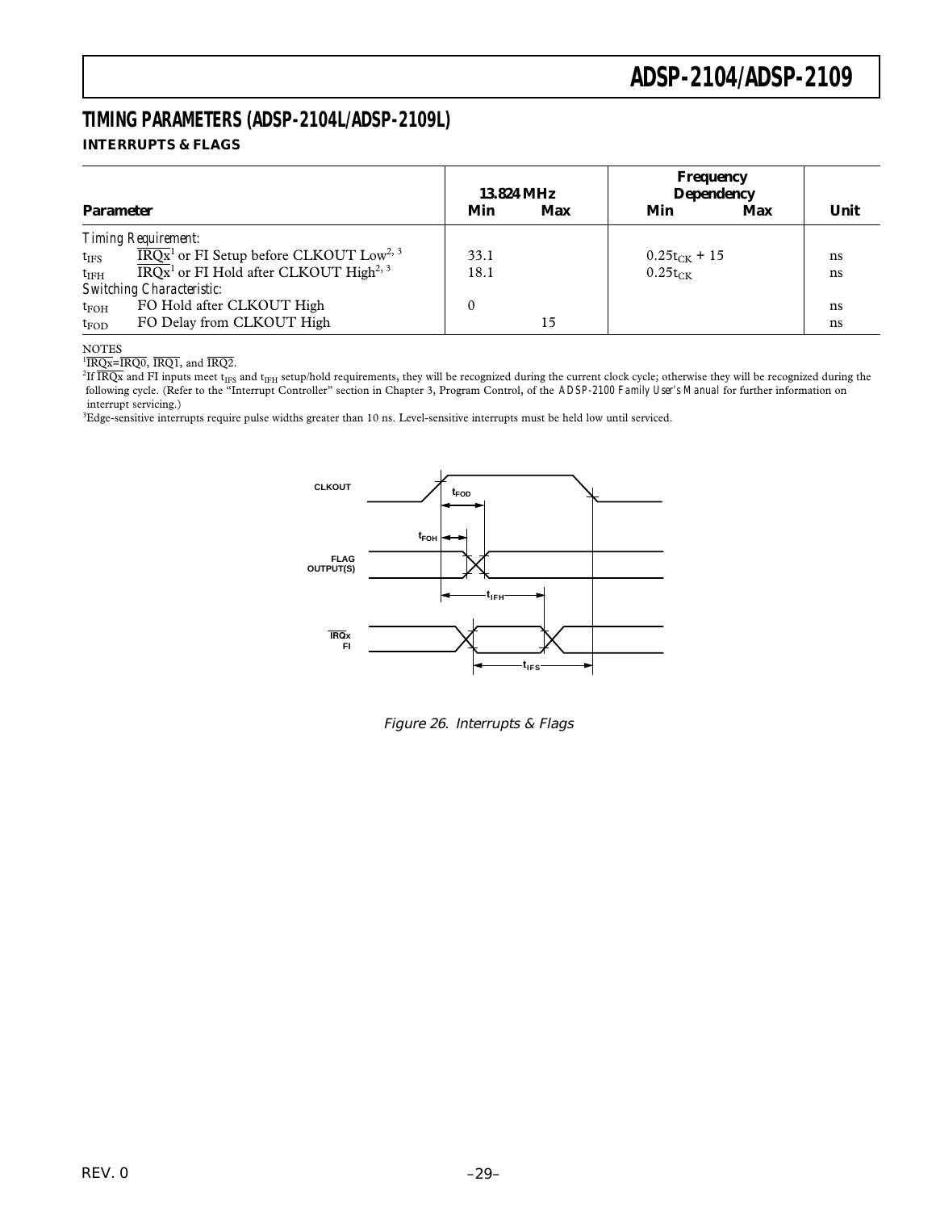## TIMING PARAMETERS (ADSP-2104L/ADSP-2109L)

### INTERRUPTS & FLAGS

| Parameter | | 13.824 MHz | | Frequency Dependency | | Unit |
|---|---|---|---|---|---|---|
| | | Min | Max | Min | Max | |
| *Timing Requirement:* | | | | | | |
| $t_{IFS}$ | $\overline{IRQx}$[1] or FI Setup before CLKOUT Low[2, 3] | 33.1 | | $0.25t_{CK} + 15$ | | ns |
| $t_{IFH}$ | $\overline{IRQx}$[1] or FI Hold after CLKOUT High[2, 3] | 18.1 | | $0.25t_{CK}$ | | ns |
| *Switching Characteristic:* | | | | | | |
| $t_{FOH}$ | FO Hold after CLKOUT High | 0 | | | | ns |
| $t_{FOD}$ | FO Delay from CLKOUT High | | 15 | | | ns |

NOTES

[1]$\overline{IRQx}$=$\overline{IRQ0}$, $\overline{IRQ1}$, and $\overline{IRQ2}$.

[2]If $\overline{IRQx}$ and FI inputs meet $t_{IFS}$ and $t_{IFH}$ setup/hold requirements, they will be recognized during the current clock cycle; otherwise they will be recognized during the following cycle. (Refer to the "Interrupt Controller" section in Chapter 3, Program Control, of the *ADSP-2100 Family User's Manual* for further information on interrupt servicing.)

[3]Edge-sensitive interrupts require pulse widths greater than 10 ns. Level-sensitive interrupts must be held low until serviced.

*Figure 26. Interrupts & Flags*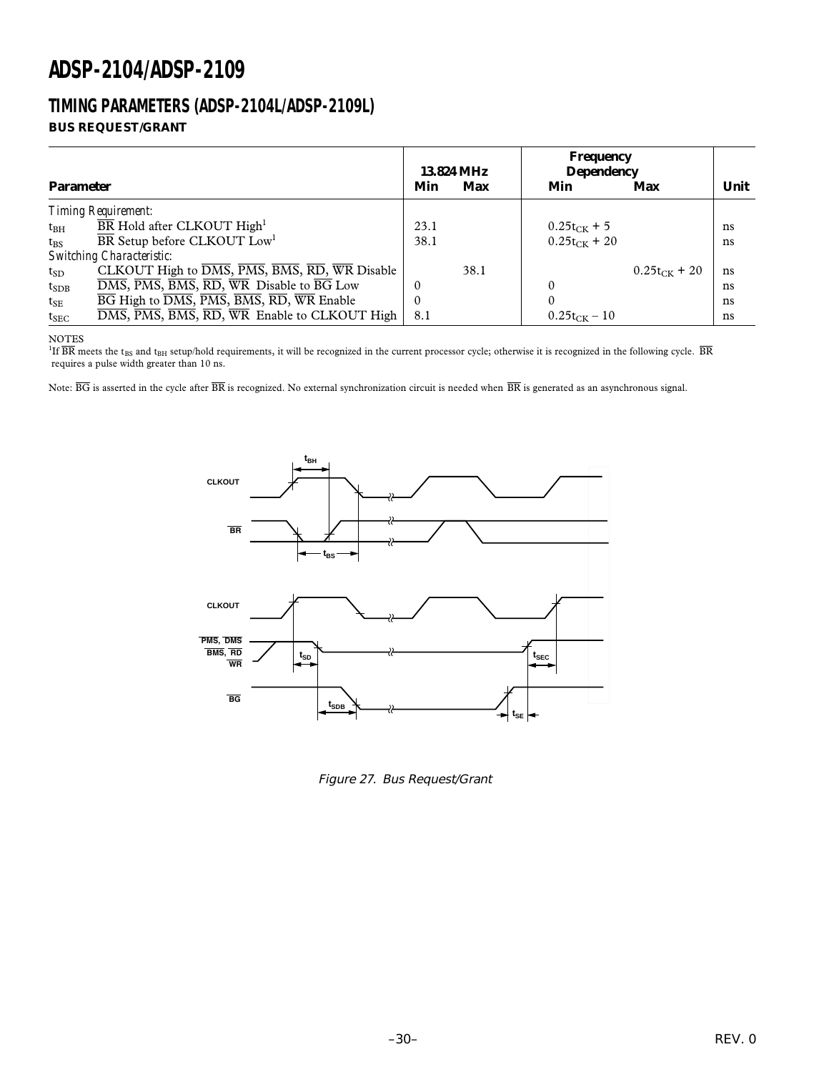## TIMING PARAMETERS (ADSP-2104L/ADSP-2109L)

### BUS REQUEST/GRANT

| Parameter | | 13.824 MHz Min | 13.824 MHz Max | Frequency Dependency Min | Frequency Dependency Max | Unit |
|---|---|---|---|---|---|---|
| *Timing Requirement:* | | | | | | |
| $t_{BH}$ | $\overline{BR}$ Hold after CLKOUT High[1] | 23.1 | | $0.25t_{CK} + 5$ | | ns |
| $t_{BS}$ | $\overline{BR}$ Setup before CLKOUT Low[1] | 38.1 | | $0.25t_{CK} + 20$ | | ns |
| *Switching Characteristic:* | | | | | | |
| $t_{SD}$ | CLKOUT High to $\overline{DMS}$, $\overline{PMS}$, $\overline{BMS}$, $\overline{RD}$, $\overline{WR}$ Disable | | 38.1 | | $0.25t_{CK} + 20$ | ns |
| $t_{SDB}$ | $\overline{DMS}$, $\overline{PMS}$, $\overline{BMS}$, $\overline{RD}$, $\overline{WR}$ Disable to $\overline{BG}$ Low | 0 | | 0 | | ns |
| $t_{SE}$ | $\overline{BG}$ High to $\overline{DMS}$, $\overline{PMS}$, $\overline{BMS}$, $\overline{RD}$, $\overline{WR}$ Enable | 0 | | 0 | | ns |
| $t_{SEC}$ | $\overline{DMS}$, $\overline{PMS}$, $\overline{BMS}$, $\overline{RD}$, $\overline{WR}$ Enable to CLKOUT High | 8.1 | | $0.25t_{CK} - 10$ | | ns |

NOTES

[1]If $\overline{BR}$ meets the $t_{BS}$ and $t_{BH}$ setup/hold requirements, it will be recognized in the current processor cycle; otherwise it is recognized in the following cycle. $\overline{BR}$ requires a pulse width greater than 10 ns.

Note: $\overline{BG}$ is asserted in the cycle after $\overline{BR}$ is recognized. No external synchronization circuit is needed when $\overline{BR}$ is generated as an asynchronous signal.

*Figure 27. Bus Request/Grant*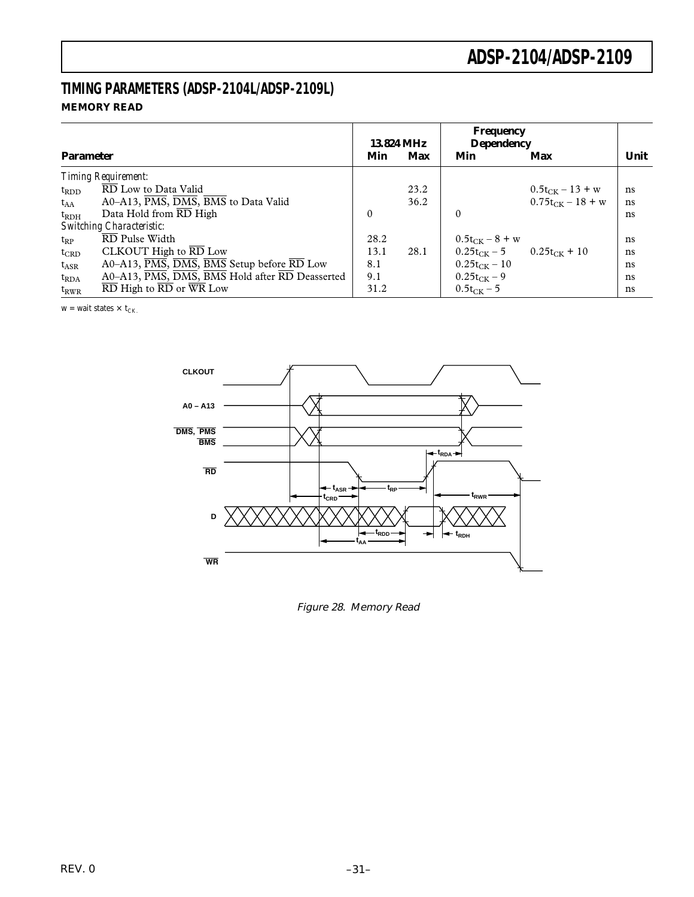## TIMING PARAMETERS (ADSP-2104L/ADSP-2109L)

### MEMORY READ

| Parameter | | 13.824 MHz Min | 13.824 MHz Max | Frequency Dependency Min | Frequency Dependency Max | Unit |
|---|---|---|---|---|---|---|
| *Timing Requirement:* | | | | | | |
| $t_{RDD}$ | $\overline{RD}$ Low to Data Valid | | 23.2 | | $0.5t_{CK} - 13 + w$ | ns |
| $t_{AA}$ | A0–A13, $\overline{PMS}$, $\overline{DMS}$, $\overline{BMS}$ to Data Valid | | 36.2 | | $0.75t_{CK} - 18 + w$ | ns |
| $t_{RDH}$ | Data Hold from $\overline{RD}$ High | 0 | | 0 | | ns |
| *Switching Characteristic:* | | | | | | |
| $t_{RP}$ | $\overline{RD}$ Pulse Width | 28.2 | | $0.5t_{CK} - 8 + w$ | | ns |
| $t_{CRD}$ | CLKOUT High to $\overline{RD}$ Low | 13.1 | 28.1 | $0.25t_{CK} - 5$ | $0.25t_{CK} + 10$ | ns |
| $t_{ASR}$ | A0–A13, $\overline{PMS}$, $\overline{DMS}$, $\overline{BMS}$ Setup before $\overline{RD}$ Low | 8.1 | | $0.25t_{CK} - 10$ | | ns |
| $t_{RDA}$ | A0–A13, $\overline{PMS}$, $\overline{DMS}$, $\overline{BMS}$ Hold after $\overline{RD}$ Deasserted | 9.1 | | $0.25t_{CK} - 9$ | | ns |
| $t_{RWR}$ | $\overline{RD}$ High to $\overline{RD}$ or $\overline{WR}$ Low | 31.2 | | $0.5t_{CK} - 5$ | | ns |

w = wait states × $t_{CK}$.

*Figure 28. Memory Read*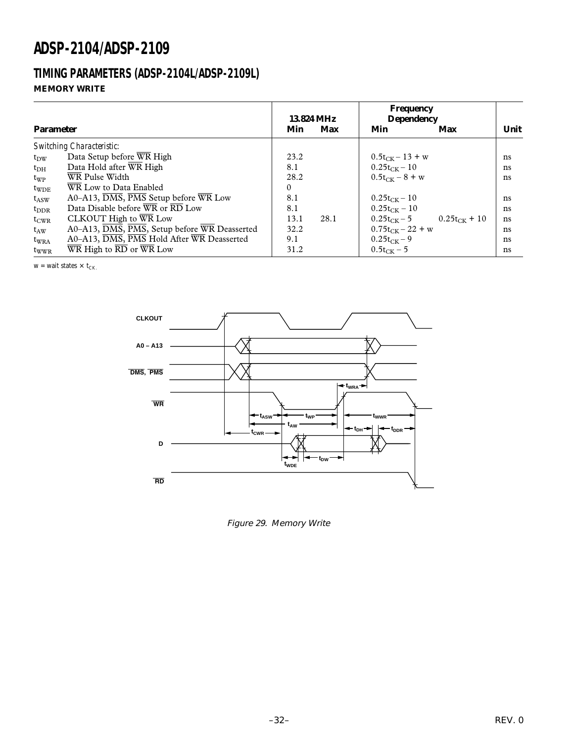# ADSP-2104/ADSP-2109

## TIMING PARAMETERS (ADSP-2104L/ADSP-2109L)

### MEMORY WRITE

| Parameter | | 13.824 MHz Min | 13.824 MHz Max | Frequency Dependency Min | Frequency Dependency Max | Unit |
|---|---|---|---|---|---|---|
| *Switching Characteristic:* | | | | | | |
| $t_{DW}$ | Data Setup before $\overline{WR}$ High | 23.2 | | $0.5t_{CK} - 13 + w$ | | ns |
| $t_{DH}$ | Data Hold after $\overline{WR}$ High | 8.1 | | $0.25t_{CK} - 10$ | | ns |
| $t_{WP}$ | $\overline{WR}$ Pulse Width | 28.2 | | $0.5t_{CK} - 8 + w$ | | ns |
| $t_{WDE}$ | $\overline{WR}$ Low to Data Enabled | 0 | | | | |
| $t_{ASW}$ | A0–A13, $\overline{DMS}$, $\overline{PMS}$ Setup before $\overline{WR}$ Low | 8.1 | | $0.25t_{CK} - 10$ | | ns |
| $t_{DDR}$ | Data Disable before $\overline{WR}$ or $\overline{RD}$ Low | 8.1 | | $0.25t_{CK} - 10$ | | ns |
| $t_{CWR}$ | CLKOUT High to $\overline{WR}$ Low | 13.1 | 28.1 | $0.25t_{CK} - 5$ | $0.25t_{CK} + 10$ | ns |
| $t_{AW}$ | A0–A13, $\overline{DMS}$, $\overline{PMS}$, Setup before $\overline{WR}$ Deasserted | 32.2 | | $0.75t_{CK} - 22 + w$ | | ns |
| $t_{WRA}$ | A0–A13, $\overline{DMS}$, $\overline{PMS}$ Hold After $\overline{WR}$ Deasserted | 9.1 | | $0.25t_{CK} - 9$ | | ns |
| $t_{WWR}$ | $\overline{WR}$ High to $\overline{RD}$ or $\overline{WR}$ Low | 31.2 | | $0.5t_{CK} - 5$ | | ns |

w = wait states × $t_{CK}$.

Figure 29. Memory Write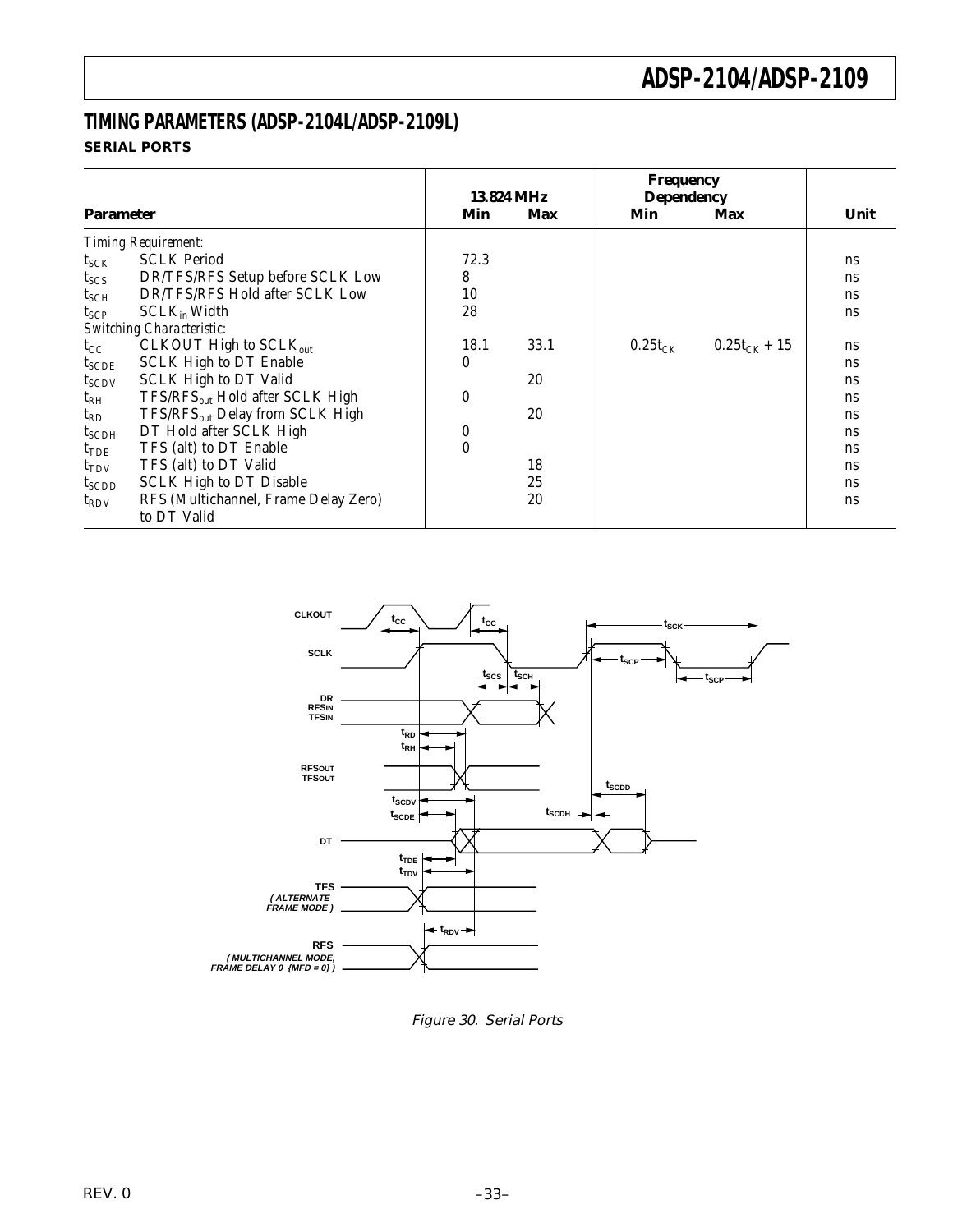## TIMING PARAMETERS (ADSP-2104L/ADSP-2109L)

### SERIAL PORTS

| Parameter | | 13.824 MHz Min | 13.824 MHz Max | Frequency Dependency Min | Frequency Dependency Max | Unit |
|---|---|---|---|---|---|---|
| *Timing Requirement:* | | | | | | |
| $t_{SCK}$ | SCLK Period | 72.3 | | | | ns |
| $t_{SCS}$ | DR/TFS/RFS Setup before SCLK Low | 8 | | | | ns |
| $t_{SCH}$ | DR/TFS/RFS Hold after SCLK Low | 10 | | | | ns |
| $t_{SCP}$ | $SCLK_{in}$ Width | 28 | | | | ns |
| *Switching Characteristic:* | | | | | | |
| $t_{CC}$ | CLKOUT High to $SCLK_{out}$ | 18.1 | 33.1 | $0.25t_{CK}$ | $0.25t_{CK} + 15$ | ns |
| $t_{SCDE}$ | SCLK High to DT Enable | 0 | | | | ns |
| $t_{SCDV}$ | SCLK High to DT Valid | | 20 | | | ns |
| $t_{RH}$ | $TFS/RFS_{out}$ Hold after SCLK High | 0 | | | | ns |
| $t_{RD}$ | $TFS/RFS_{out}$ Delay from SCLK High | | 20 | | | ns |
| $t_{SCDH}$ | DT Hold after SCLK High | 0 | | | | ns |
| $t_{TDE}$ | TFS (alt) to DT Enable | 0 | | | | ns |
| $t_{TDV}$ | TFS (alt) to DT Valid | | 18 | | | ns |
| $t_{SCDD}$ | SCLK High to DT Disable | | 25 | | | ns |
| $t_{RDV}$ | RFS (Multichannel, Frame Delay Zero) to DT Valid | | 20 | | | ns |

Figure 30. Serial Ports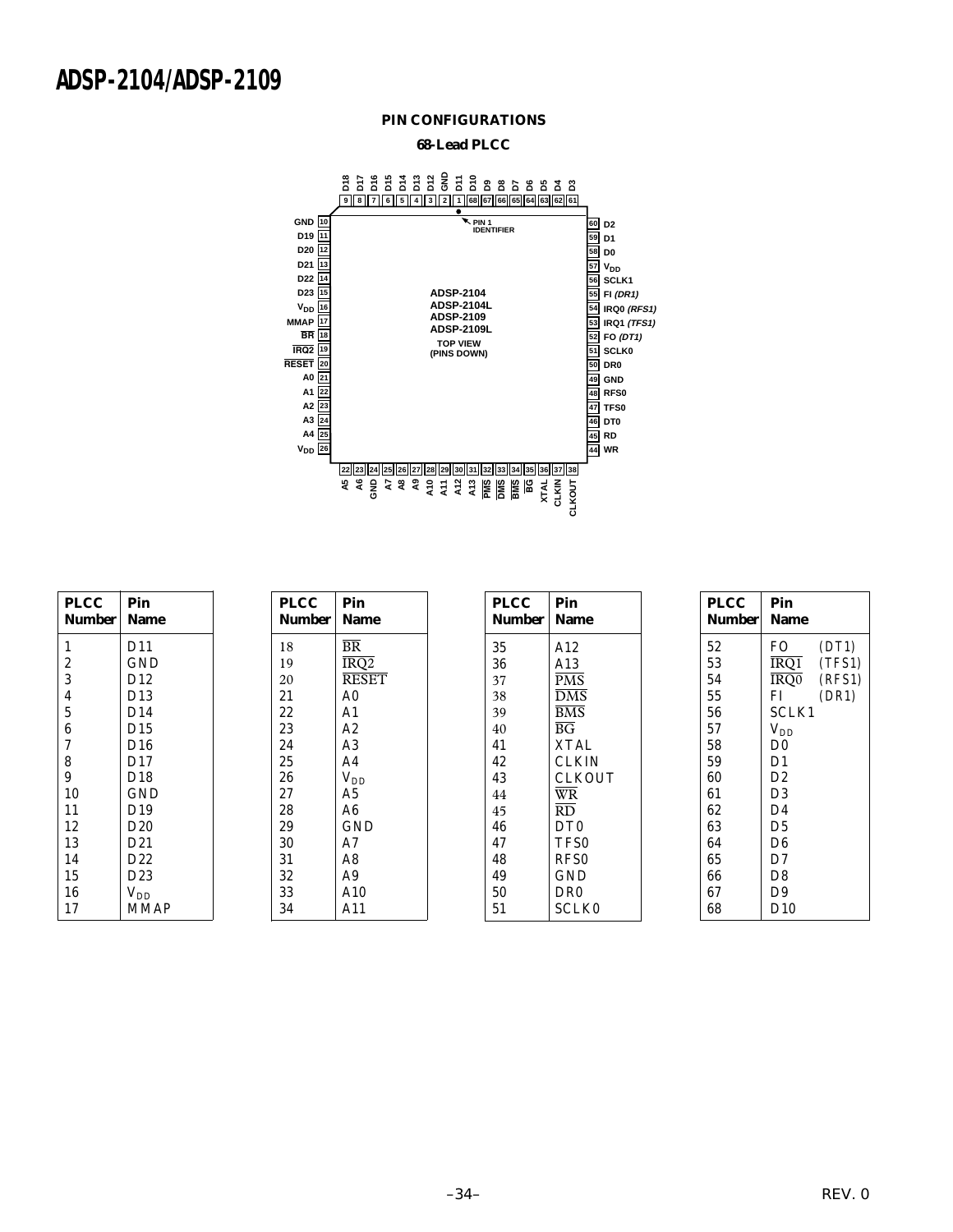## PIN CONFIGURATIONS

### 68-Lead PLCC

| PLCC Number | Pin Name |
|---|---|
| 1 | D11 |
| 2 | GND |
| 3 | D12 |
| 4 | D13 |
| 5 | D14 |
| 6 | D15 |
| 7 | D16 |
| 8 | D17 |
| 9 | D18 |
| 10 | GND |
| 11 | D19 |
| 12 | D20 |
| 13 | D21 |
| 14 | D22 |
| 15 | D23 |
| 16 | $V_{DD}$ |
| 17 | MMAP |

| PLCC Number | Pin Name |
|---|---|
| 18 | $\overline{BR}$ |
| 19 | $\overline{IRQ2}$ |
| 20 | $\overline{RESET}$ |
| 21 | A0 |
| 22 | A1 |
| 23 | A2 |
| 24 | A3 |
| 25 | A4 |
| 26 | $V_{DD}$ |
| 27 | A5 |
| 28 | A6 |
| 29 | GND |
| 30 | A7 |
| 31 | A8 |
| 32 | A9 |
| 33 | A10 |
| 34 | A11 |

| PLCC Number | Pin Name |
|---|---|
| 35 | A12 |
| 36 | A13 |
| 37 | $\overline{PMS}$ |
| 38 | $\overline{DMS}$ |
| 39 | $\overline{BMS}$ |
| 40 | $\overline{BG}$ |
| 41 | XTAL |
| 42 | CLKIN |
| 43 | CLKOUT |
| 44 | $\overline{WR}$ |
| 45 | $\overline{RD}$ |
| 46 | DT0 |
| 47 | TFS0 |
| 48 | RFS0 |
| 49 | GND |
| 50 | DR0 |
| 51 | SCLK0 |

| PLCC Number | Pin Name |
|---|---|
| 52 | FO (DT1) |
| 53 | $\overline{IRQ1}$ (TFS1) |
| 54 | $\overline{IRQ0}$ (RFS1) |
| 55 | FI (DR1) |
| 56 | SCLK1 |
| 57 | $V_{DD}$ |
| 58 | D0 |
| 59 | D1 |
| 60 | D2 |
| 61 | D3 |
| 62 | D4 |
| 63 | D5 |
| 64 | D6 |
| 65 | D7 |
| 66 | D8 |
| 67 | D9 |
| 68 | D10 |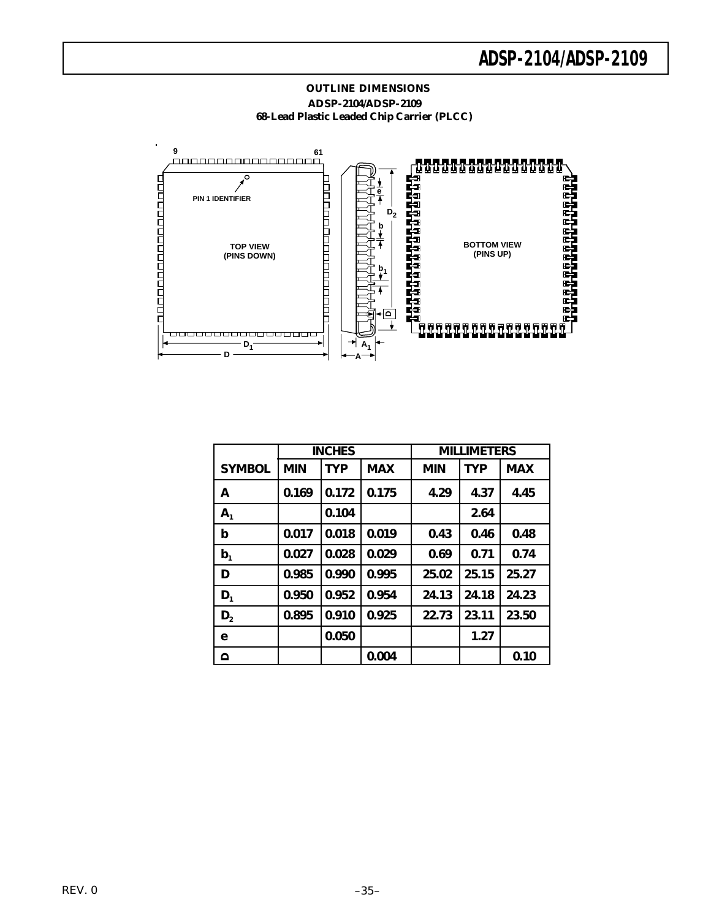## OUTLINE DIMENSIONS

**ADSP-2104/ADSP-2109**
**68-Lead Plastic Leaded Chip Carrier (PLCC)**

9
61
PIN 1 IDENTIFIER
TOP VIEW (PINS DOWN)
$D_1$
D
e
$D_2$
b
$b_1$
$A_1$
A
BOTTOM VIEW (PINS UP)

| | INCHES | | | MILLIMETERS | | |
|---|---|---|---|---|---|---|
| **SYMBOL** | **MIN** | **TYP** | **MAX** | **MIN** | **TYP** | **MAX** |
| A | 0.169 | 0.172 | 0.175 | 4.29 | 4.37 | 4.45 |
| $A_1$ | | 0.104 | | | 2.64 | |
| b | 0.017 | 0.018 | 0.019 | 0.43 | 0.46 | 0.48 |
| $b_1$ | 0.027 | 0.028 | 0.029 | 0.69 | 0.71 | 0.74 |
| D | 0.985 | 0.990 | 0.995 | 25.02 | 25.15 | 25.27 |
| $D_1$ | 0.950 | 0.952 | 0.954 | 24.13 | 24.18 | 24.23 |
| $D_2$ | 0.895 | 0.910 | 0.925 | 22.73 | 23.11 | 23.50 |
| e | | 0.050 | | | 1.27 | |
| ⌓ | | | 0.004 | | | 0.10 |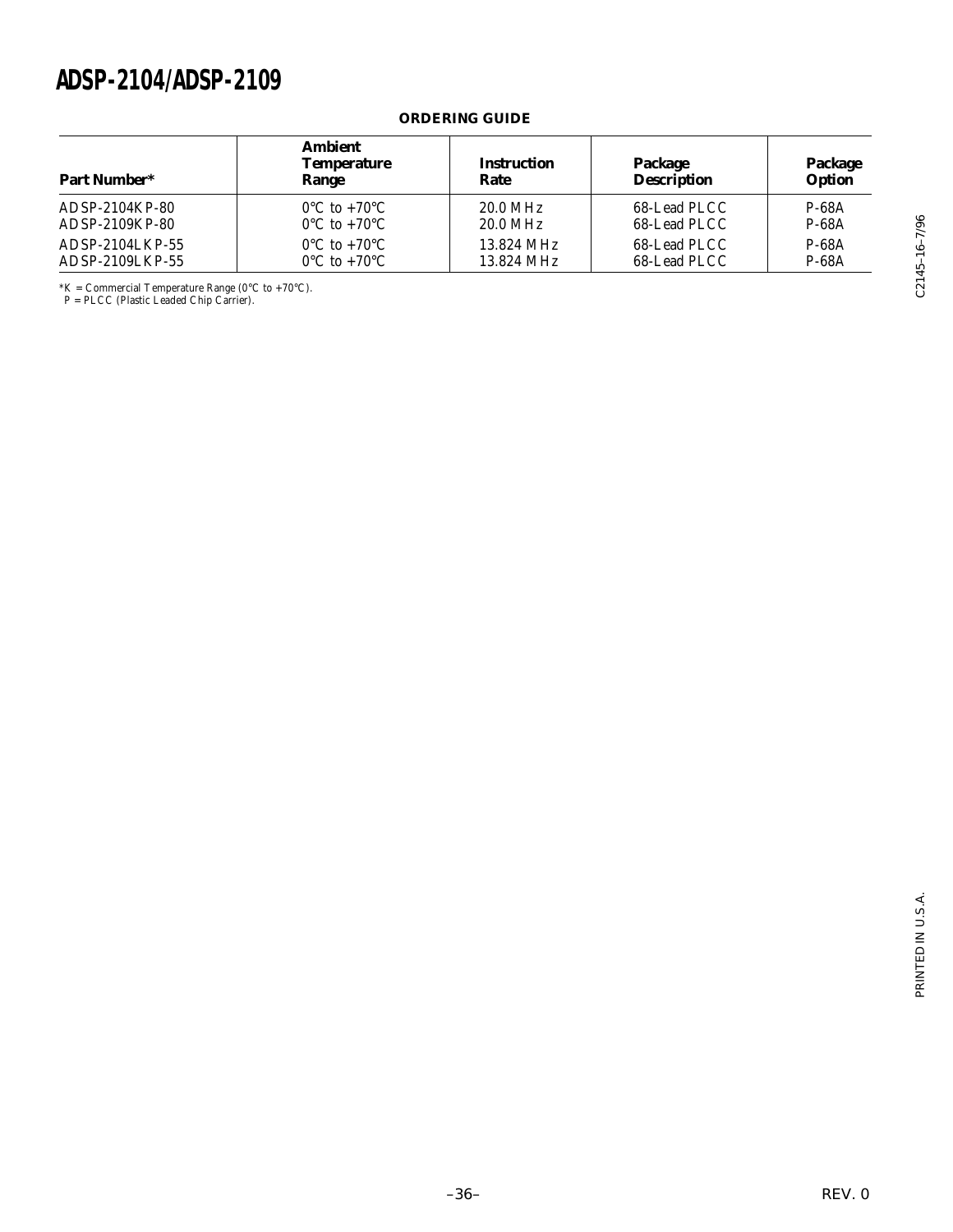## ORDERING GUIDE

| Part Number* | Ambient Temperature Range | Instruction Rate | Package Description | Package Option |
|---|---|---|---|---|
| ADSP-2104KP-80 | 0°C to +70°C | 20.0 MHz | 68-Lead PLCC | P-68A |
| ADSP-2109KP-80 | 0°C to +70°C | 20.0 MHz | 68-Lead PLCC | P-68A |
| ADSP-2104LKP-55 | 0°C to +70°C | 13.824 MHz | 68-Lead PLCC | P-68A |
| ADSP-2109LKP-55 | 0°C to +70°C | 13.824 MHz | 68-Lead PLCC | P-68A |

*K = Commercial Temperature Range (0°C to +70°C).
P = PLCC (Plastic Leaded Chip Carrier).

C2145–16–7/96

PRINTED IN U.S.A.